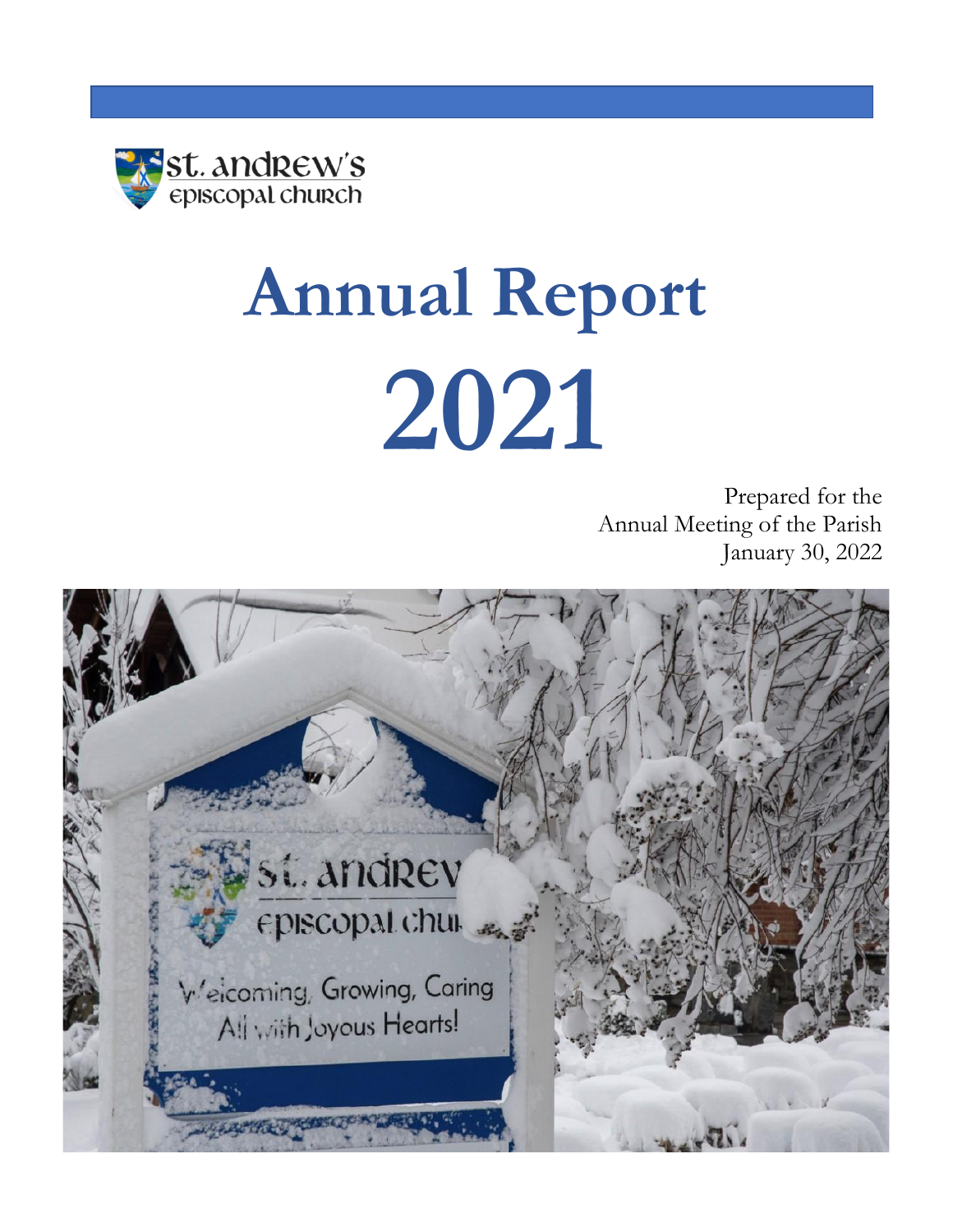st. andrew's
episcopal church

# Annual Report 2021

Prepared for the
Annual Meeting of the Parish
January 30, 2022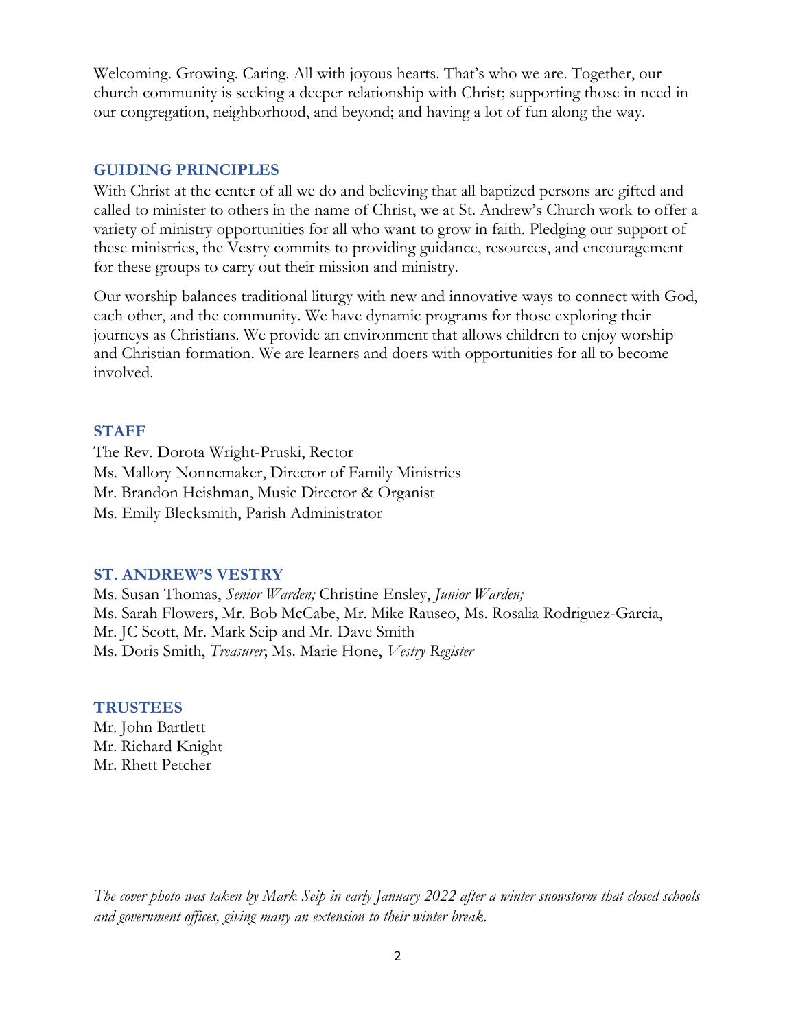Welcoming. Growing. Caring. All with joyous hearts. That's who we are. Together, our church community is seeking a deeper relationship with Christ; supporting those in need in our congregation, neighborhood, and beyond; and having a lot of fun along the way.

## GUIDING PRINCIPLES

With Christ at the center of all we do and believing that all baptized persons are gifted and called to minister to others in the name of Christ, we at St. Andrew's Church work to offer a variety of ministry opportunities for all who want to grow in faith. Pledging our support of these ministries, the Vestry commits to providing guidance, resources, and encouragement for these groups to carry out their mission and ministry.

Our worship balances traditional liturgy with new and innovative ways to connect with God, each other, and the community. We have dynamic programs for those exploring their journeys as Christians. We provide an environment that allows children to enjoy worship and Christian formation. We are learners and doers with opportunities for all to become involved.

## STAFF

The Rev. Dorota Wright-Pruski, Rector
Ms. Mallory Nonnemaker, Director of Family Ministries
Mr. Brandon Heishman, Music Director & Organist
Ms. Emily Blecksmith, Parish Administrator

## ST. ANDREW'S VESTRY

Ms. Susan Thomas, *Senior Warden;* Christine Ensley, *Junior Warden;*
Ms. Sarah Flowers, Mr. Bob McCabe, Mr. Mike Rauseo, Ms. Rosalia Rodriguez-Garcia,
Mr. JC Scott, Mr. Mark Seip and Mr. Dave Smith
Ms. Doris Smith, *Treasurer*; Ms. Marie Hone, *Vestry Register*

## TRUSTEES

Mr. John Bartlett
Mr. Richard Knight
Mr. Rhett Petcher

*The cover photo was taken by Mark Seip in early January 2022 after a winter snowstorm that closed schools and government offices, giving many an extension to their winter break.*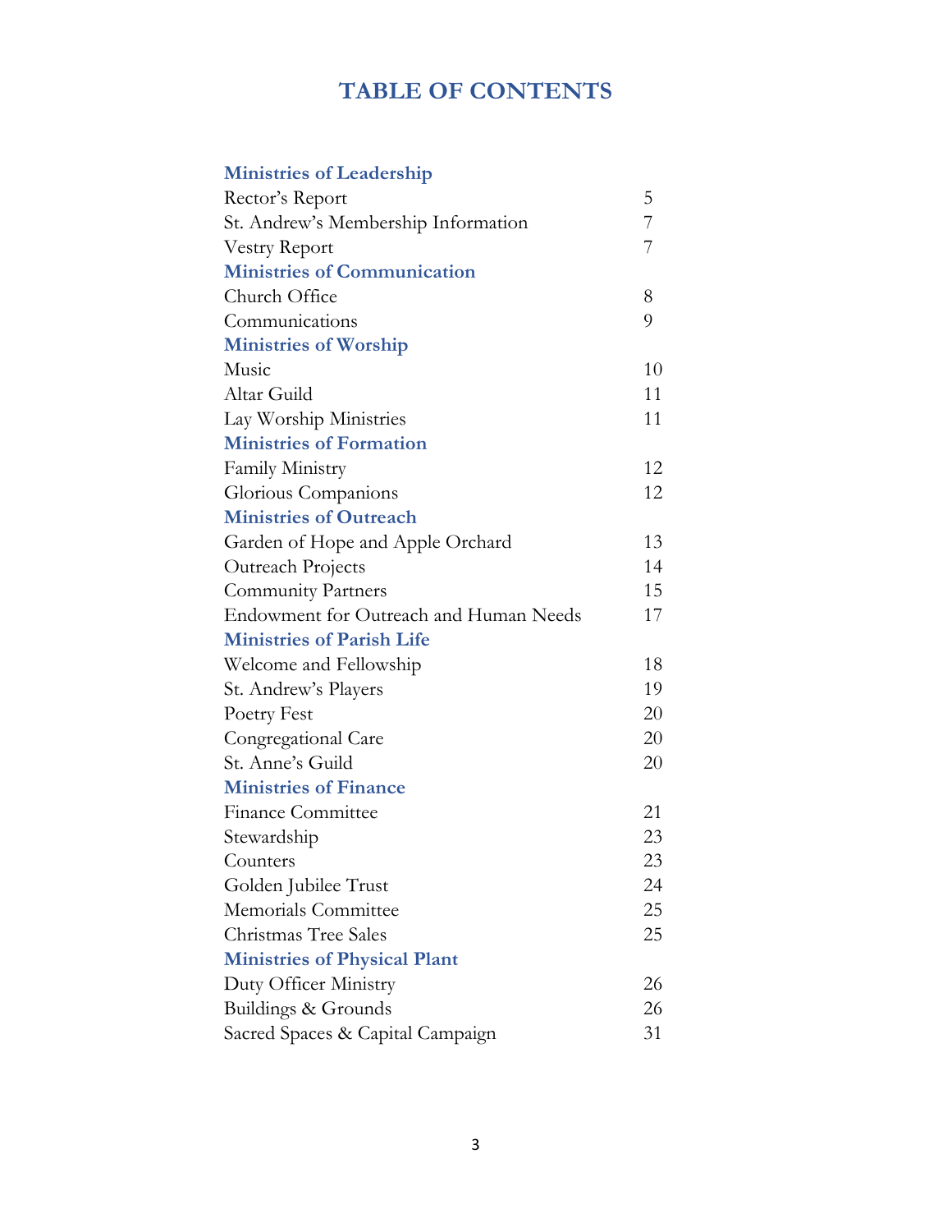# TABLE OF CONTENTS

| | |
|---|---|
| **Ministries of Leadership** | |
| Rector's Report | 5 |
| St. Andrew's Membership Information | 7 |
| Vestry Report | 7 |
| **Ministries of Communication** | |
| Church Office | 8 |
| Communications | 9 |
| **Ministries of Worship** | |
| Music | 10 |
| Altar Guild | 11 |
| Lay Worship Ministries | 11 |
| **Ministries of Formation** | |
| Family Ministry | 12 |
| Glorious Companions | 12 |
| **Ministries of Outreach** | |
| Garden of Hope and Apple Orchard | 13 |
| Outreach Projects | 14 |
| Community Partners | 15 |
| Endowment for Outreach and Human Needs | 17 |
| **Ministries of Parish Life** | |
| Welcome and Fellowship | 18 |
| St. Andrew's Players | 19 |
| Poetry Fest | 20 |
| Congregational Care | 20 |
| St. Anne's Guild | 20 |
| **Ministries of Finance** | |
| Finance Committee | 21 |
| Stewardship | 23 |
| Counters | 23 |
| Golden Jubilee Trust | 24 |
| Memorials Committee | 25 |
| Christmas Tree Sales | 25 |
| **Ministries of Physical Plant** | |
| Duty Officer Ministry | 26 |
| Buildings & Grounds | 26 |
| Sacred Spaces & Capital Campaign | 31 |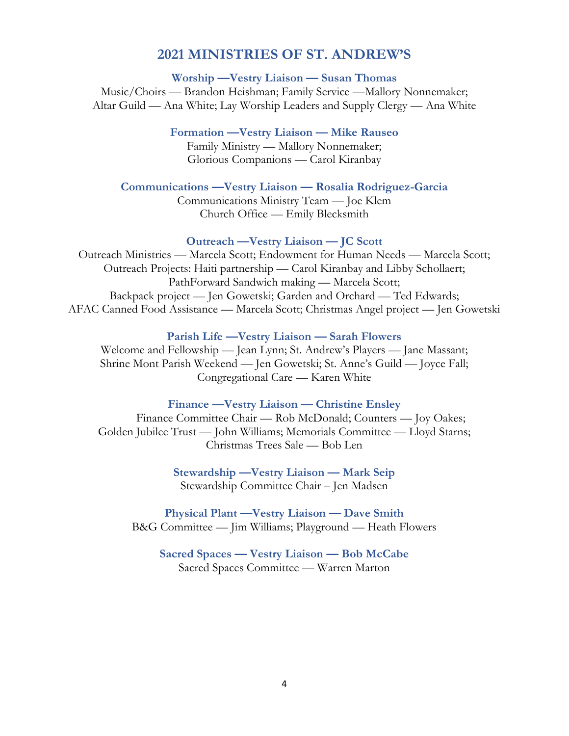# 2021 MINISTRIES OF ST. ANDREW'S

**Worship —Vestry Liaison — Susan Thomas**

Music/Choirs — Brandon Heishman; Family Service —Mallory Nonnemaker;
Altar Guild — Ana White; Lay Worship Leaders and Supply Clergy — Ana White

**Formation —Vestry Liaison — Mike Rauseo**

Family Ministry — Mallory Nonnemaker;
Glorious Companions — Carol Kiranbay

**Communications —Vestry Liaison — Rosalia Rodriguez-Garcia**

Communications Ministry Team — Joe Klem
Church Office — Emily Blecksmith

**Outreach —Vestry Liaison — JC Scott**

Outreach Ministries — Marcela Scott; Endowment for Human Needs — Marcela Scott;
Outreach Projects: Haiti partnership — Carol Kiranbay and Libby Schollaert;
PathForward Sandwich making — Marcela Scott;
Backpack project — Jen Gowetski; Garden and Orchard — Ted Edwards;
AFAC Canned Food Assistance — Marcela Scott; Christmas Angel project — Jen Gowetski

**Parish Life —Vestry Liaison — Sarah Flowers**

Welcome and Fellowship — Jean Lynn; St. Andrew's Players — Jane Massant;
Shrine Mont Parish Weekend — Jen Gowetski; St. Anne's Guild — Joyce Fall;
Congregational Care — Karen White

**Finance —Vestry Liaison — Christine Ensley**

Finance Committee Chair — Rob McDonald; Counters — Joy Oakes;
Golden Jubilee Trust — John Williams; Memorials Committee — Lloyd Starns;
Christmas Trees Sale — Bob Len

**Stewardship —Vestry Liaison — Mark Seip**

Stewardship Committee Chair – Jen Madsen

**Physical Plant —Vestry Liaison — Dave Smith**

B&G Committee — Jim Williams; Playground — Heath Flowers

**Sacred Spaces — Vestry Liaison — Bob McCabe**

Sacred Spaces Committee — Warren Marton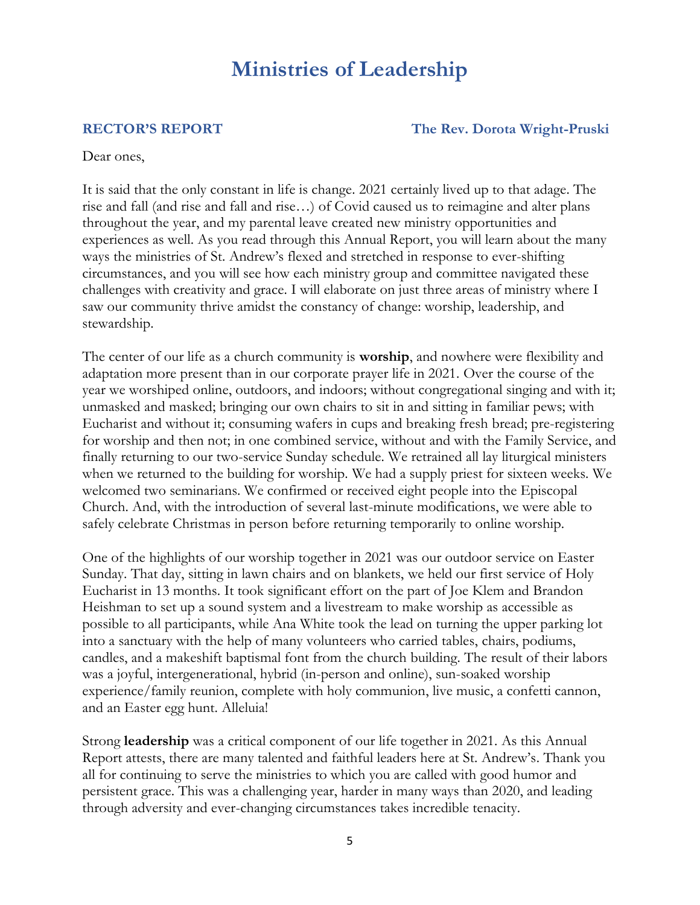# Ministries of Leadership

## RECTOR'S REPORT — The Rev. Dorota Wright-Pruski

Dear ones,

It is said that the only constant in life is change. 2021 certainly lived up to that adage. The rise and fall (and rise and fall and rise…) of Covid caused us to reimagine and alter plans throughout the year, and my parental leave created new ministry opportunities and experiences as well. As you read through this Annual Report, you will learn about the many ways the ministries of St. Andrew's flexed and stretched in response to ever-shifting circumstances, and you will see how each ministry group and committee navigated these challenges with creativity and grace. I will elaborate on just three areas of ministry where I saw our community thrive amidst the constancy of change: worship, leadership, and stewardship.

The center of our life as a church community is **worship**, and nowhere were flexibility and adaptation more present than in our corporate prayer life in 2021. Over the course of the year we worshiped online, outdoors, and indoors; without congregational singing and with it; unmasked and masked; bringing our own chairs to sit in and sitting in familiar pews; with Eucharist and without it; consuming wafers in cups and breaking fresh bread; pre-registering for worship and then not; in one combined service, without and with the Family Service, and finally returning to our two-service Sunday schedule. We retrained all lay liturgical ministers when we returned to the building for worship. We had a supply priest for sixteen weeks. We welcomed two seminarians. We confirmed or received eight people into the Episcopal Church. And, with the introduction of several last-minute modifications, we were able to safely celebrate Christmas in person before returning temporarily to online worship.

One of the highlights of our worship together in 2021 was our outdoor service on Easter Sunday. That day, sitting in lawn chairs and on blankets, we held our first service of Holy Eucharist in 13 months. It took significant effort on the part of Joe Klem and Brandon Heishman to set up a sound system and a livestream to make worship as accessible as possible to all participants, while Ana White took the lead on turning the upper parking lot into a sanctuary with the help of many volunteers who carried tables, chairs, podiums, candles, and a makeshift baptismal font from the church building. The result of their labors was a joyful, intergenerational, hybrid (in-person and online), sun-soaked worship experience/family reunion, complete with holy communion, live music, a confetti cannon, and an Easter egg hunt. Alleluia!

Strong **leadership** was a critical component of our life together in 2021. As this Annual Report attests, there are many talented and faithful leaders here at St. Andrew's. Thank you all for continuing to serve the ministries to which you are called with good humor and persistent grace. This was a challenging year, harder in many ways than 2020, and leading through adversity and ever-changing circumstances takes incredible tenacity.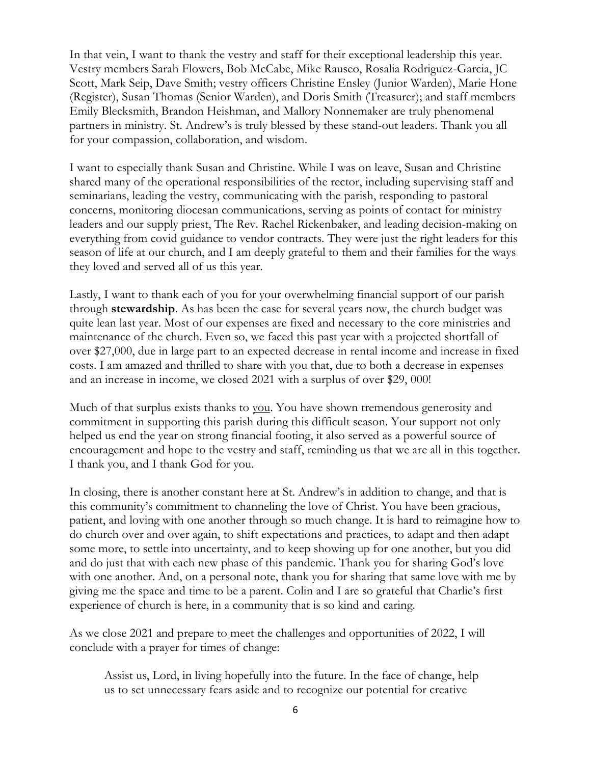In that vein, I want to thank the vestry and staff for their exceptional leadership this year. Vestry members Sarah Flowers, Bob McCabe, Mike Rauseo, Rosalia Rodriguez-Garcia, JC Scott, Mark Seip, Dave Smith; vestry officers Christine Ensley (Junior Warden), Marie Hone (Register), Susan Thomas (Senior Warden), and Doris Smith (Treasurer); and staff members Emily Blecksmith, Brandon Heishman, and Mallory Nonnemaker are truly phenomenal partners in ministry. St. Andrew's is truly blessed by these stand-out leaders. Thank you all for your compassion, collaboration, and wisdom.

I want to especially thank Susan and Christine. While I was on leave, Susan and Christine shared many of the operational responsibilities of the rector, including supervising staff and seminarians, leading the vestry, communicating with the parish, responding to pastoral concerns, monitoring diocesan communications, serving as points of contact for ministry leaders and our supply priest, The Rev. Rachel Rickenbaker, and leading decision-making on everything from covid guidance to vendor contracts. They were just the right leaders for this season of life at our church, and I am deeply grateful to them and their families for the ways they loved and served all of us this year.

Lastly, I want to thank each of you for your overwhelming financial support of our parish through **stewardship**. As has been the case for several years now, the church budget was quite lean last year. Most of our expenses are fixed and necessary to the core ministries and maintenance of the church. Even so, we faced this past year with a projected shortfall of over $27,000, due in large part to an expected decrease in rental income and increase in fixed costs. I am amazed and thrilled to share with you that, due to both a decrease in expenses and an increase in income, we closed 2021 with a surplus of over $29, 000!

Much of that surplus exists thanks to <u>you</u>. You have shown tremendous generosity and commitment in supporting this parish during this difficult season. Your support not only helped us end the year on strong financial footing, it also served as a powerful source of encouragement and hope to the vestry and staff, reminding us that we are all in this together. I thank you, and I thank God for you.

In closing, there is another constant here at St. Andrew's in addition to change, and that is this community's commitment to channeling the love of Christ. You have been gracious, patient, and loving with one another through so much change. It is hard to reimagine how to do church over and over again, to shift expectations and practices, to adapt and then adapt some more, to settle into uncertainty, and to keep showing up for one another, but you did and do just that with each new phase of this pandemic. Thank you for sharing God's love with one another. And, on a personal note, thank you for sharing that same love with me by giving me the space and time to be a parent. Colin and I are so grateful that Charlie's first experience of church is here, in a community that is so kind and caring.

As we close 2021 and prepare to meet the challenges and opportunities of 2022, I will conclude with a prayer for times of change:

> Assist us, Lord, in living hopefully into the future. In the face of change, help us to set unnecessary fears aside and to recognize our potential for creative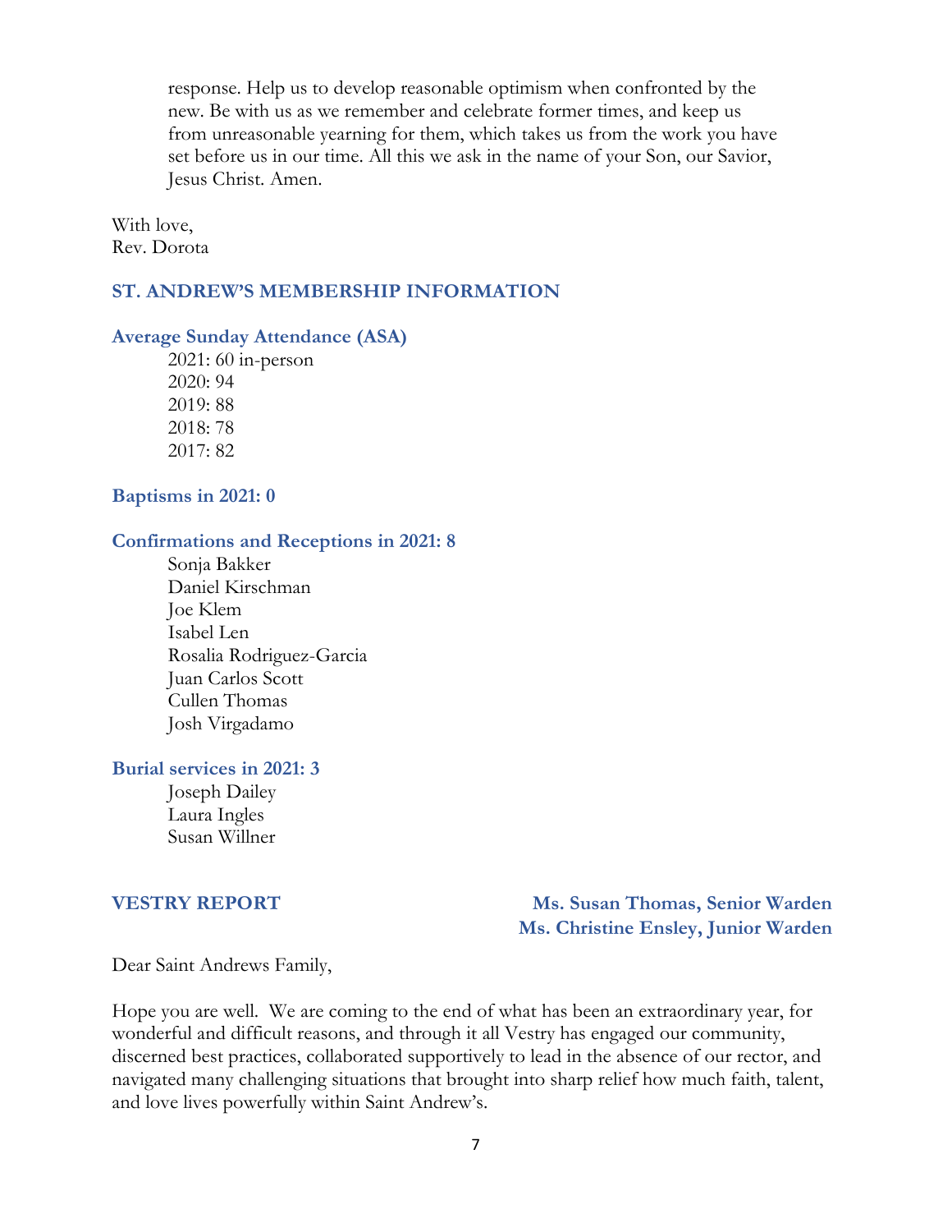response. Help us to develop reasonable optimism when confronted by the new. Be with us as we remember and celebrate former times, and keep us from unreasonable yearning for them, which takes us from the work you have set before us in our time. All this we ask in the name of your Son, our Savior, Jesus Christ. Amen.

With love,
Rev. Dorota

## ST. ANDREW'S MEMBERSHIP INFORMATION

### Average Sunday Attendance (ASA)

2021: 60 in-person
2020: 94
2019: 88
2018: 78
2017: 82

### Baptisms in 2021: 0

### Confirmations and Receptions in 2021: 8

Sonja Bakker
Daniel Kirschman
Joe Klem
Isabel Len
Rosalia Rodriguez-Garcia
Juan Carlos Scott
Cullen Thomas
Josh Virgadamo

### Burial services in 2021: 3

Joseph Dailey
Laura Ingles
Susan Willner

## VESTRY REPORT

**Ms. Susan Thomas, Senior Warden**
**Ms. Christine Ensley, Junior Warden**

Dear Saint Andrews Family,

Hope you are well. We are coming to the end of what has been an extraordinary year, for wonderful and difficult reasons, and through it all Vestry has engaged our community, discerned best practices, collaborated supportively to lead in the absence of our rector, and navigated many challenging situations that brought into sharp relief how much faith, talent, and love lives powerfully within Saint Andrew's.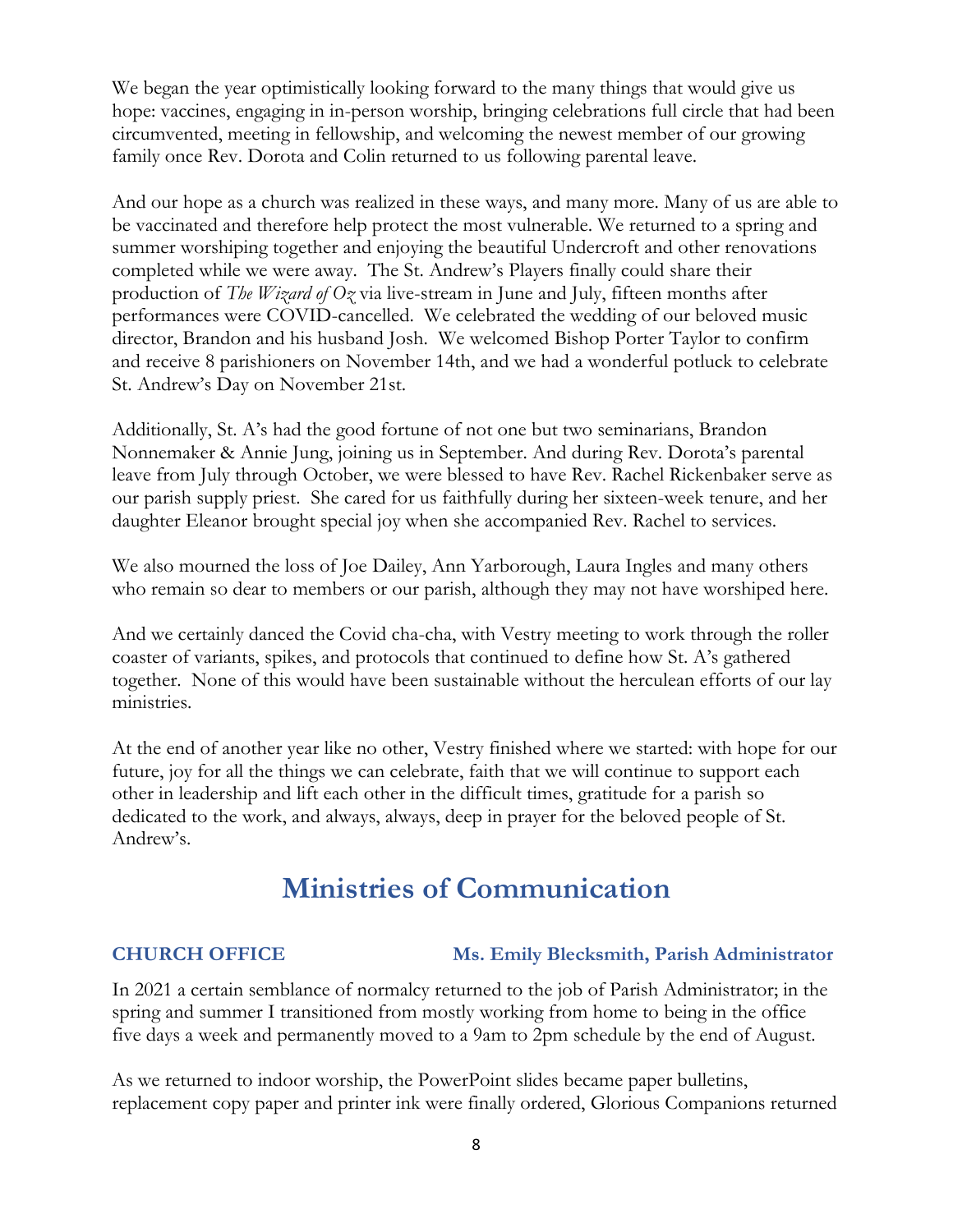We began the year optimistically looking forward to the many things that would give us hope: vaccines, engaging in in-person worship, bringing celebrations full circle that had been circumvented, meeting in fellowship, and welcoming the newest member of our growing family once Rev. Dorota and Colin returned to us following parental leave.

And our hope as a church was realized in these ways, and many more. Many of us are able to be vaccinated and therefore help protect the most vulnerable. We returned to a spring and summer worshiping together and enjoying the beautiful Undercroft and other renovations completed while we were away. The St. Andrew's Players finally could share their production of *The Wizard of Oz* via live-stream in June and July, fifteen months after performances were COVID-cancelled. We celebrated the wedding of our beloved music director, Brandon and his husband Josh. We welcomed Bishop Porter Taylor to confirm and receive 8 parishioners on November 14th, and we had a wonderful potluck to celebrate St. Andrew's Day on November 21st.

Additionally, St. A's had the good fortune of not one but two seminarians, Brandon Nonnemaker & Annie Jung, joining us in September. And during Rev. Dorota's parental leave from July through October, we were blessed to have Rev. Rachel Rickenbaker serve as our parish supply priest. She cared for us faithfully during her sixteen-week tenure, and her daughter Eleanor brought special joy when she accompanied Rev. Rachel to services.

We also mourned the loss of Joe Dailey, Ann Yarborough, Laura Ingles and many others who remain so dear to members or our parish, although they may not have worshiped here.

And we certainly danced the Covid cha-cha, with Vestry meeting to work through the roller coaster of variants, spikes, and protocols that continued to define how St. A's gathered together. None of this would have been sustainable without the herculean efforts of our lay ministries.

At the end of another year like no other, Vestry finished where we started: with hope for our future, joy for all the things we can celebrate, faith that we will continue to support each other in leadership and lift each other in the difficult times, gratitude for a parish so dedicated to the work, and always, always, deep in prayer for the beloved people of St. Andrew's.

# Ministries of Communication

### CHURCH OFFICE — Ms. Emily Blecksmith, Parish Administrator

In 2021 a certain semblance of normalcy returned to the job of Parish Administrator; in the spring and summer I transitioned from mostly working from home to being in the office five days a week and permanently moved to a 9am to 2pm schedule by the end of August.

As we returned to indoor worship, the PowerPoint slides became paper bulletins, replacement copy paper and printer ink were finally ordered, Glorious Companions returned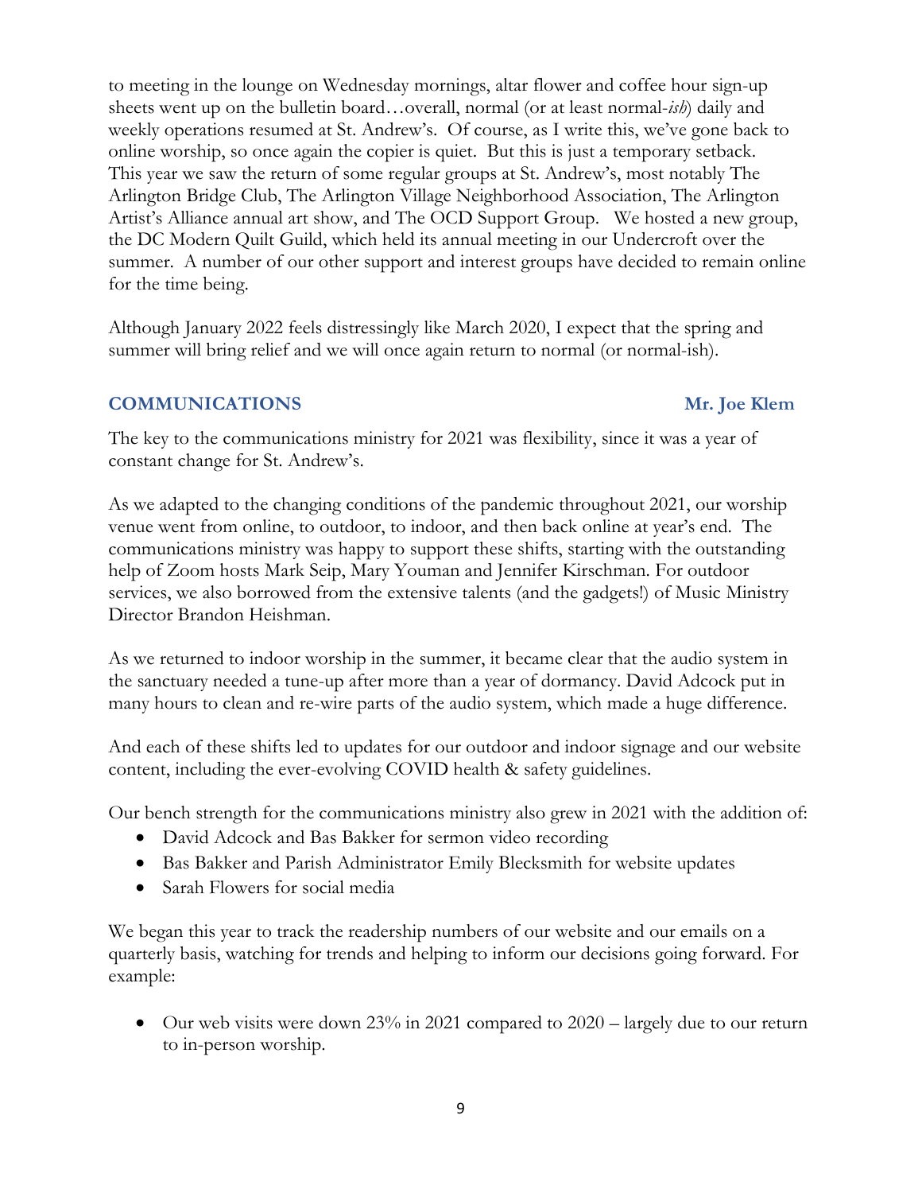to meeting in the lounge on Wednesday mornings, altar flower and coffee hour sign-up sheets went up on the bulletin board…overall, normal (or at least normal-*ish*) daily and weekly operations resumed at St. Andrew's. Of course, as I write this, we've gone back to online worship, so once again the copier is quiet. But this is just a temporary setback. This year we saw the return of some regular groups at St. Andrew's, most notably The Arlington Bridge Club, The Arlington Village Neighborhood Association, The Arlington Artist's Alliance annual art show, and The OCD Support Group. We hosted a new group, the DC Modern Quilt Guild, which held its annual meeting in our Undercroft over the summer. A number of our other support and interest groups have decided to remain online for the time being.

Although January 2022 feels distressingly like March 2020, I expect that the spring and summer will bring relief and we will once again return to normal (or normal-ish).

## COMMUNICATIONS — Mr. Joe Klem

The key to the communications ministry for 2021 was flexibility, since it was a year of constant change for St. Andrew's.

As we adapted to the changing conditions of the pandemic throughout 2021, our worship venue went from online, to outdoor, to indoor, and then back online at year's end. The communications ministry was happy to support these shifts, starting with the outstanding help of Zoom hosts Mark Seip, Mary Youman and Jennifer Kirschman. For outdoor services, we also borrowed from the extensive talents (and the gadgets!) of Music Ministry Director Brandon Heishman.

As we returned to indoor worship in the summer, it became clear that the audio system in the sanctuary needed a tune-up after more than a year of dormancy. David Adcock put in many hours to clean and re-wire parts of the audio system, which made a huge difference.

And each of these shifts led to updates for our outdoor and indoor signage and our website content, including the ever-evolving COVID health & safety guidelines.

Our bench strength for the communications ministry also grew in 2021 with the addition of:

- David Adcock and Bas Bakker for sermon video recording
- Bas Bakker and Parish Administrator Emily Blecksmith for website updates
- Sarah Flowers for social media

We began this year to track the readership numbers of our website and our emails on a quarterly basis, watching for trends and helping to inform our decisions going forward. For example:

- Our web visits were down 23% in 2021 compared to 2020 – largely due to our return to in-person worship.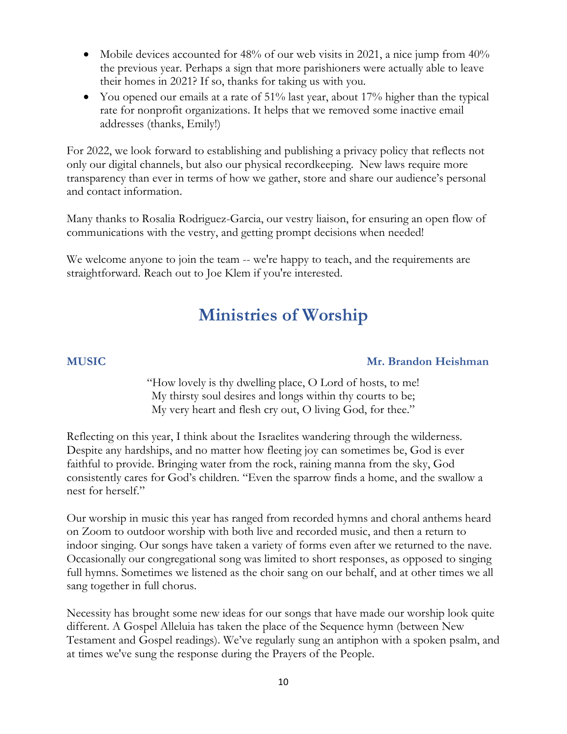- Mobile devices accounted for 48% of our web visits in 2021, a nice jump from 40% the previous year. Perhaps a sign that more parishioners were actually able to leave their homes in 2021? If so, thanks for taking us with you.
- You opened our emails at a rate of 51% last year, about 17% higher than the typical rate for nonprofit organizations. It helps that we removed some inactive email addresses (thanks, Emily!)

For 2022, we look forward to establishing and publishing a privacy policy that reflects not only our digital channels, but also our physical recordkeeping. New laws require more transparency than ever in terms of how we gather, store and share our audience's personal and contact information.

Many thanks to Rosalia Rodriguez-Garcia, our vestry liaison, for ensuring an open flow of communications with the vestry, and getting prompt decisions when needed!

We welcome anyone to join the team -- we're happy to teach, and the requirements are straightforward. Reach out to Joe Klem if you're interested.

# Ministries of Worship

**MUSIC** **Mr. Brandon Heishman**

"How lovely is thy dwelling place, O Lord of hosts, to me!
My thirsty soul desires and longs within thy courts to be;
My very heart and flesh cry out, O living God, for thee."

Reflecting on this year, I think about the Israelites wandering through the wilderness. Despite any hardships, and no matter how fleeting joy can sometimes be, God is ever faithful to provide. Bringing water from the rock, raining manna from the sky, God consistently cares for God's children. "Even the sparrow finds a home, and the swallow a nest for herself."

Our worship in music this year has ranged from recorded hymns and choral anthems heard on Zoom to outdoor worship with both live and recorded music, and then a return to indoor singing. Our songs have taken a variety of forms even after we returned to the nave. Occasionally our congregational song was limited to short responses, as opposed to singing full hymns. Sometimes we listened as the choir sang on our behalf, and at other times we all sang together in full chorus.

Necessity has brought some new ideas for our songs that have made our worship look quite different. A Gospel Alleluia has taken the place of the Sequence hymn (between New Testament and Gospel readings). We've regularly sung an antiphon with a spoken psalm, and at times we've sung the response during the Prayers of the People.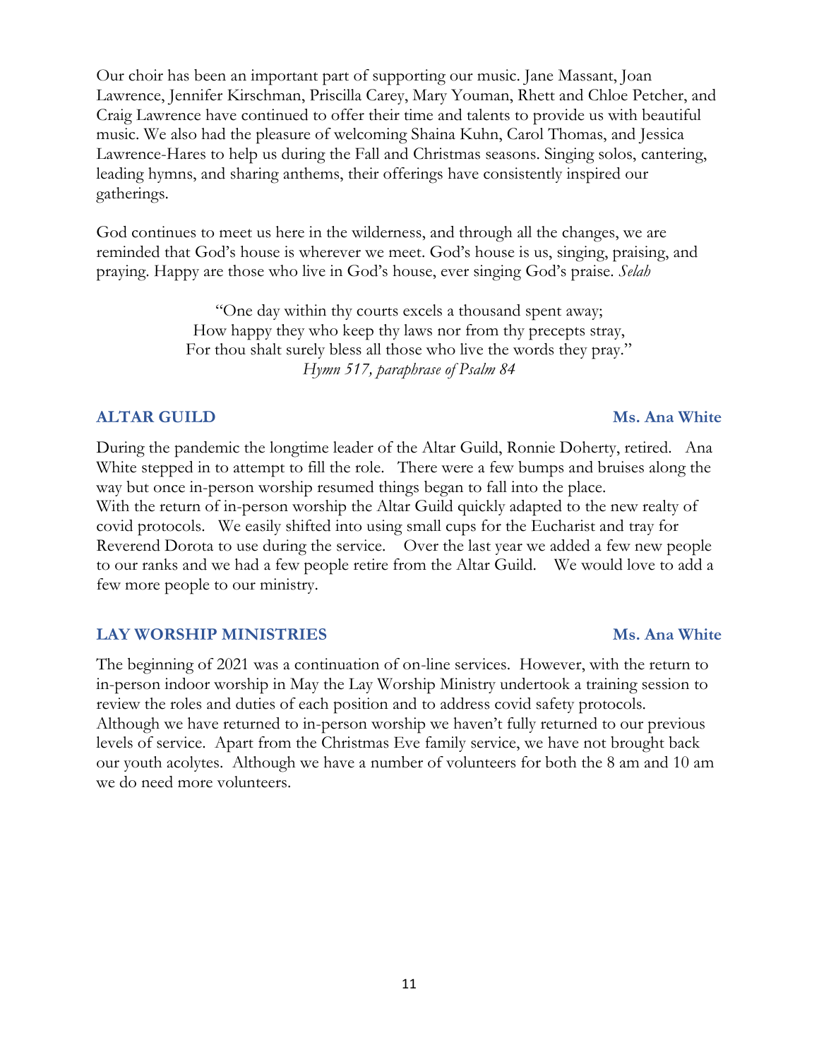Our choir has been an important part of supporting our music. Jane Massant, Joan Lawrence, Jennifer Kirschman, Priscilla Carey, Mary Youman, Rhett and Chloe Petcher, and Craig Lawrence have continued to offer their time and talents to provide us with beautiful music. We also had the pleasure of welcoming Shaina Kuhn, Carol Thomas, and Jessica Lawrence-Hares to help us during the Fall and Christmas seasons. Singing solos, cantering, leading hymns, and sharing anthems, their offerings have consistently inspired our gatherings.

God continues to meet us here in the wilderness, and through all the changes, we are reminded that God's house is wherever we meet. God's house is us, singing, praising, and praying. Happy are those who live in God's house, ever singing God's praise. *Selah*

"One day within thy courts excels a thousand spent away;
How happy they who keep thy laws nor from thy precepts stray,
For thou shalt surely bless all those who live the words they pray."
*Hymn 517, paraphrase of Psalm 84*

## ALTAR GUILD — Ms. Ana White

During the pandemic the longtime leader of the Altar Guild, Ronnie Doherty, retired. Ana White stepped in to attempt to fill the role. There were a few bumps and bruises along the way but once in-person worship resumed things began to fall into the place.
With the return of in-person worship the Altar Guild quickly adapted to the new realty of covid protocols. We easily shifted into using small cups for the Eucharist and tray for Reverend Dorota to use during the service. Over the last year we added a few new people to our ranks and we had a few people retire from the Altar Guild. We would love to add a few more people to our ministry.

## LAY WORSHIP MINISTRIES — Ms. Ana White

The beginning of 2021 was a continuation of on-line services. However, with the return to in-person indoor worship in May the Lay Worship Ministry undertook a training session to review the roles and duties of each position and to address covid safety protocols.
Although we have returned to in-person worship we haven't fully returned to our previous levels of service. Apart from the Christmas Eve family service, we have not brought back our youth acolytes. Although we have a number of volunteers for both the 8 am and 10 am we do need more volunteers.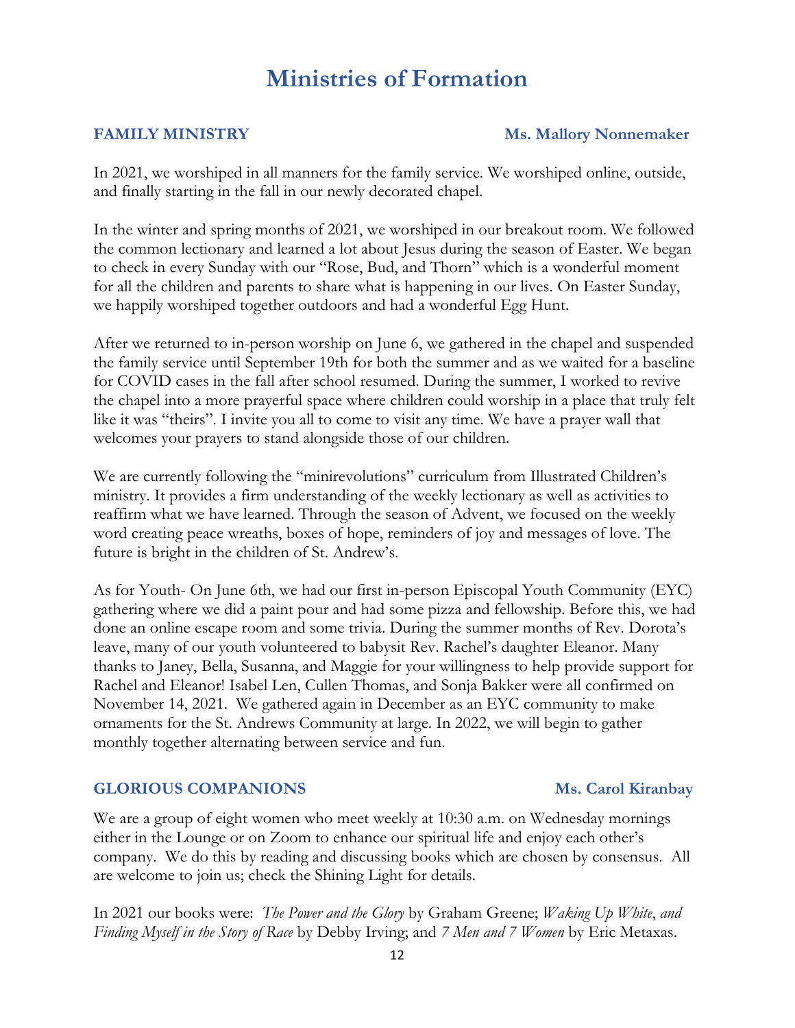# Ministries of Formation

### FAMILY MINISTRY — Ms. Mallory Nonnemaker

In 2021, we worshiped in all manners for the family service. We worshiped online, outside, and finally starting in the fall in our newly decorated chapel.

In the winter and spring months of 2021, we worshiped in our breakout room. We followed the common lectionary and learned a lot about Jesus during the season of Easter. We began to check in every Sunday with our "Rose, Bud, and Thorn" which is a wonderful moment for all the children and parents to share what is happening in our lives. On Easter Sunday, we happily worshiped together outdoors and had a wonderful Egg Hunt.

After we returned to in-person worship on June 6, we gathered in the chapel and suspended the family service until September 19th for both the summer and as we waited for a baseline for COVID cases in the fall after school resumed. During the summer, I worked to revive the chapel into a more prayerful space where children could worship in a place that truly felt like it was "theirs". I invite you all to come to visit any time. We have a prayer wall that welcomes your prayers to stand alongside those of our children.

We are currently following the "minirevolutions" curriculum from Illustrated Children's ministry. It provides a firm understanding of the weekly lectionary as well as activities to reaffirm what we have learned. Through the season of Advent, we focused on the weekly word creating peace wreaths, boxes of hope, reminders of joy and messages of love. The future is bright in the children of St. Andrew's.

As for Youth- On June 6th, we had our first in-person Episcopal Youth Community (EYC) gathering where we did a paint pour and had some pizza and fellowship. Before this, we had done an online escape room and some trivia. During the summer months of Rev. Dorota's leave, many of our youth volunteered to babysit Rev. Rachel's daughter Eleanor. Many thanks to Janey, Bella, Susanna, and Maggie for your willingness to help provide support for Rachel and Eleanor! Isabel Len, Cullen Thomas, and Sonja Bakker were all confirmed on November 14, 2021. We gathered again in December as an EYC community to make ornaments for the St. Andrews Community at large. In 2022, we will begin to gather monthly together alternating between service and fun.

### GLORIOUS COMPANIONS — Ms. Carol Kiranbay

We are a group of eight women who meet weekly at 10:30 a.m. on Wednesday mornings either in the Lounge or on Zoom to enhance our spiritual life and enjoy each other's company. We do this by reading and discussing books which are chosen by consensus. All are welcome to join us; check the Shining Light for details.

In 2021 our books were: *The Power and the Glory* by Graham Greene; *Waking Up White, and Finding Myself in the Story of Race* by Debby Irving; and *7 Men and 7 Women* by Eric Metaxas.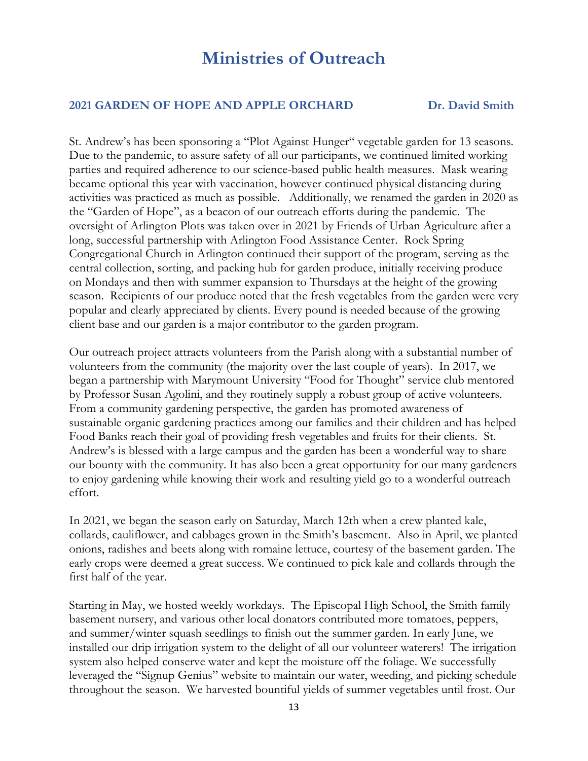# Ministries of Outreach

### 2021 GARDEN OF HOPE AND APPLE ORCHARD Dr. David Smith

St. Andrew's has been sponsoring a "Plot Against Hunger" vegetable garden for 13 seasons. Due to the pandemic, to assure safety of all our participants, we continued limited working parties and required adherence to our science-based public health measures. Mask wearing became optional this year with vaccination, however continued physical distancing during activities was practiced as much as possible. Additionally, we renamed the garden in 2020 as the "Garden of Hope", as a beacon of our outreach efforts during the pandemic. The oversight of Arlington Plots was taken over in 2021 by Friends of Urban Agriculture after a long, successful partnership with Arlington Food Assistance Center. Rock Spring Congregational Church in Arlington continued their support of the program, serving as the central collection, sorting, and packing hub for garden produce, initially receiving produce on Mondays and then with summer expansion to Thursdays at the height of the growing season. Recipients of our produce noted that the fresh vegetables from the garden were very popular and clearly appreciated by clients. Every pound is needed because of the growing client base and our garden is a major contributor to the garden program.

Our outreach project attracts volunteers from the Parish along with a substantial number of volunteers from the community (the majority over the last couple of years). In 2017, we began a partnership with Marymount University "Food for Thought" service club mentored by Professor Susan Agolini, and they routinely supply a robust group of active volunteers. From a community gardening perspective, the garden has promoted awareness of sustainable organic gardening practices among our families and their children and has helped Food Banks reach their goal of providing fresh vegetables and fruits for their clients. St. Andrew's is blessed with a large campus and the garden has been a wonderful way to share our bounty with the community. It has also been a great opportunity for our many gardeners to enjoy gardening while knowing their work and resulting yield go to a wonderful outreach effort.

In 2021, we began the season early on Saturday, March 12th when a crew planted kale, collards, cauliflower, and cabbages grown in the Smith's basement. Also in April, we planted onions, radishes and beets along with romaine lettuce, courtesy of the basement garden. The early crops were deemed a great success. We continued to pick kale and collards through the first half of the year.

Starting in May, we hosted weekly workdays. The Episcopal High School, the Smith family basement nursery, and various other local donators contributed more tomatoes, peppers, and summer/winter squash seedlings to finish out the summer garden. In early June, we installed our drip irrigation system to the delight of all our volunteer waterers! The irrigation system also helped conserve water and kept the moisture off the foliage. We successfully leveraged the "Signup Genius" website to maintain our water, weeding, and picking schedule throughout the season. We harvested bountiful yields of summer vegetables until frost. Our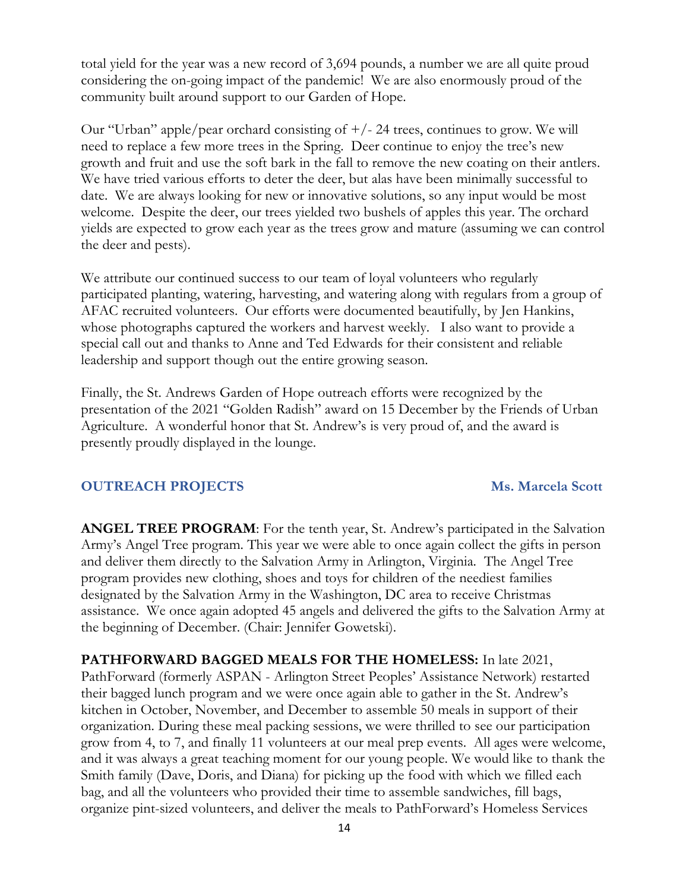total yield for the year was a new record of 3,694 pounds, a number we are all quite proud considering the on-going impact of the pandemic! We are also enormously proud of the community built around support to our Garden of Hope.

Our "Urban" apple/pear orchard consisting of +/- 24 trees, continues to grow. We will need to replace a few more trees in the Spring. Deer continue to enjoy the tree's new growth and fruit and use the soft bark in the fall to remove the new coating on their antlers. We have tried various efforts to deter the deer, but alas have been minimally successful to date. We are always looking for new or innovative solutions, so any input would be most welcome. Despite the deer, our trees yielded two bushels of apples this year. The orchard yields are expected to grow each year as the trees grow and mature (assuming we can control the deer and pests).

We attribute our continued success to our team of loyal volunteers who regularly participated planting, watering, harvesting, and watering along with regulars from a group of AFAC recruited volunteers. Our efforts were documented beautifully, by Jen Hankins, whose photographs captured the workers and harvest weekly. I also want to provide a special call out and thanks to Anne and Ted Edwards for their consistent and reliable leadership and support though out the entire growing season.

Finally, the St. Andrews Garden of Hope outreach efforts were recognized by the presentation of the 2021 "Golden Radish" award on 15 December by the Friends of Urban Agriculture. A wonderful honor that St. Andrew's is very proud of, and the award is presently proudly displayed in the lounge.

## OUTREACH PROJECTS — Ms. Marcela Scott

**ANGEL TREE PROGRAM**: For the tenth year, St. Andrew's participated in the Salvation Army's Angel Tree program. This year we were able to once again collect the gifts in person and deliver them directly to the Salvation Army in Arlington, Virginia. The Angel Tree program provides new clothing, shoes and toys for children of the neediest families designated by the Salvation Army in the Washington, DC area to receive Christmas assistance. We once again adopted 45 angels and delivered the gifts to the Salvation Army at the beginning of December. (Chair: Jennifer Gowetski).

**PATHFORWARD BAGGED MEALS FOR THE HOMELESS:** In late 2021, PathForward (formerly ASPAN - Arlington Street Peoples' Assistance Network) restarted their bagged lunch program and we were once again able to gather in the St. Andrew's kitchen in October, November, and December to assemble 50 meals in support of their organization. During these meal packing sessions, we were thrilled to see our participation grow from 4, to 7, and finally 11 volunteers at our meal prep events. All ages were welcome, and it was always a great teaching moment for our young people. We would like to thank the Smith family (Dave, Doris, and Diana) for picking up the food with which we filled each bag, and all the volunteers who provided their time to assemble sandwiches, fill bags, organize pint-sized volunteers, and deliver the meals to PathForward's Homeless Services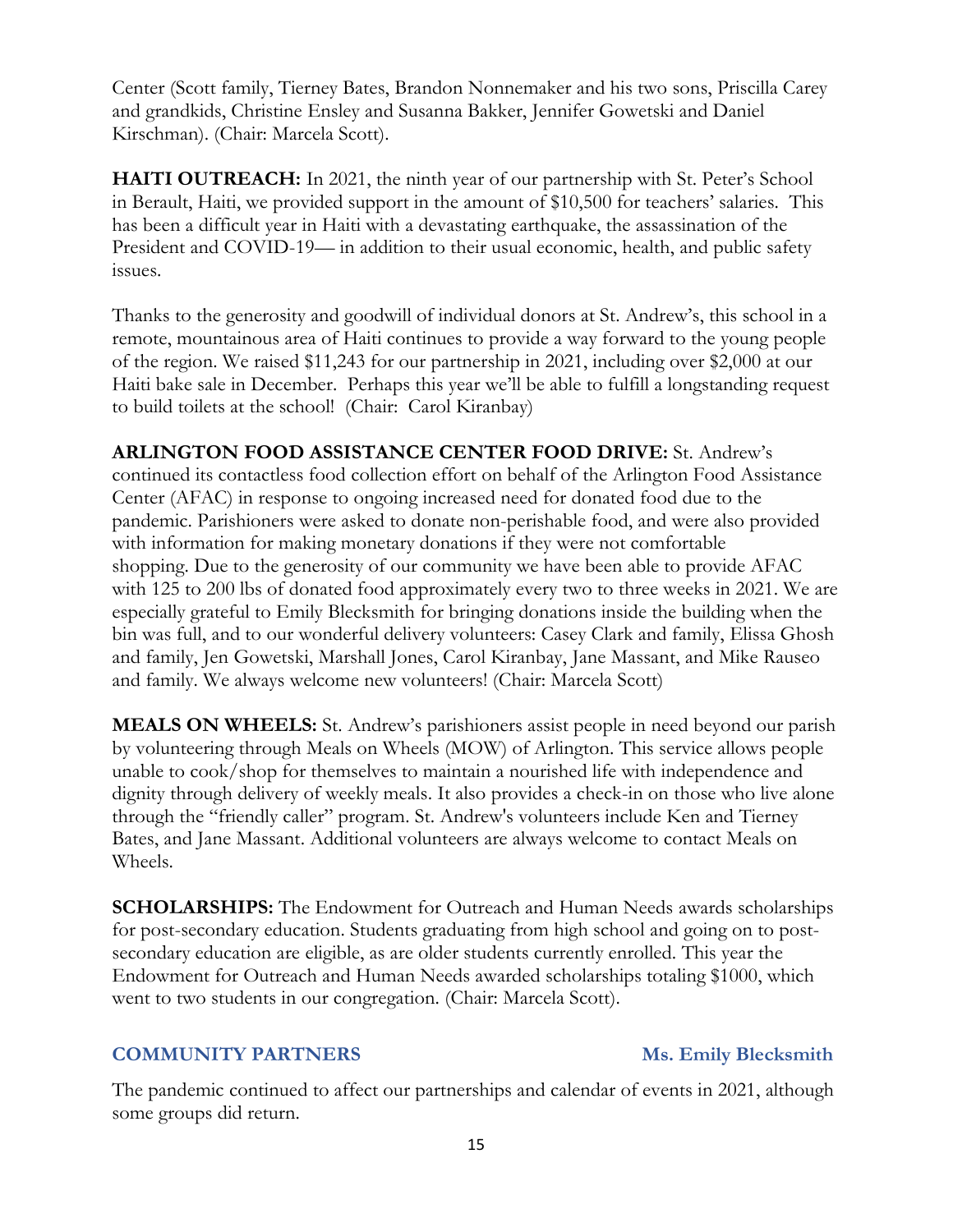Center (Scott family, Tierney Bates, Brandon Nonnemaker and his two sons, Priscilla Carey and grandkids, Christine Ensley and Susanna Bakker, Jennifer Gowetski and Daniel Kirschman). (Chair: Marcela Scott).

**HAITI OUTREACH:** In 2021, the ninth year of our partnership with St. Peter's School in Berault, Haiti, we provided support in the amount of $10,500 for teachers' salaries. This has been a difficult year in Haiti with a devastating earthquake, the assassination of the President and COVID-19— in addition to their usual economic, health, and public safety issues.

Thanks to the generosity and goodwill of individual donors at St. Andrew's, this school in a remote, mountainous area of Haiti continues to provide a way forward to the young people of the region. We raised $11,243 for our partnership in 2021, including over $2,000 at our Haiti bake sale in December. Perhaps this year we'll be able to fulfill a longstanding request to build toilets at the school! (Chair: Carol Kiranbay)

**ARLINGTON FOOD ASSISTANCE CENTER FOOD DRIVE:** St. Andrew's continued its contactless food collection effort on behalf of the Arlington Food Assistance Center (AFAC) in response to ongoing increased need for donated food due to the pandemic. Parishioners were asked to donate non-perishable food, and were also provided with information for making monetary donations if they were not comfortable shopping. Due to the generosity of our community we have been able to provide AFAC with 125 to 200 lbs of donated food approximately every two to three weeks in 2021. We are especially grateful to Emily Blecksmith for bringing donations inside the building when the bin was full, and to our wonderful delivery volunteers: Casey Clark and family, Elissa Ghosh and family, Jen Gowetski, Marshall Jones, Carol Kiranbay, Jane Massant, and Mike Rauseo and family. We always welcome new volunteers! (Chair: Marcela Scott)

**MEALS ON WHEELS:** St. Andrew's parishioners assist people in need beyond our parish by volunteering through Meals on Wheels (MOW) of Arlington. This service allows people unable to cook/shop for themselves to maintain a nourished life with independence and dignity through delivery of weekly meals. It also provides a check-in on those who live alone through the "friendly caller" program. St. Andrew's volunteers include Ken and Tierney Bates, and Jane Massant. Additional volunteers are always welcome to contact Meals on Wheels.

**SCHOLARSHIPS:** The Endowment for Outreach and Human Needs awards scholarships for post-secondary education. Students graduating from high school and going on to post-secondary education are eligible, as are older students currently enrolled. This year the Endowment for Outreach and Human Needs awarded scholarships totaling $1000, which went to two students in our congregation. (Chair: Marcela Scott).

## COMMUNITY PARTNERS — Ms. Emily Blecksmith

The pandemic continued to affect our partnerships and calendar of events in 2021, although some groups did return.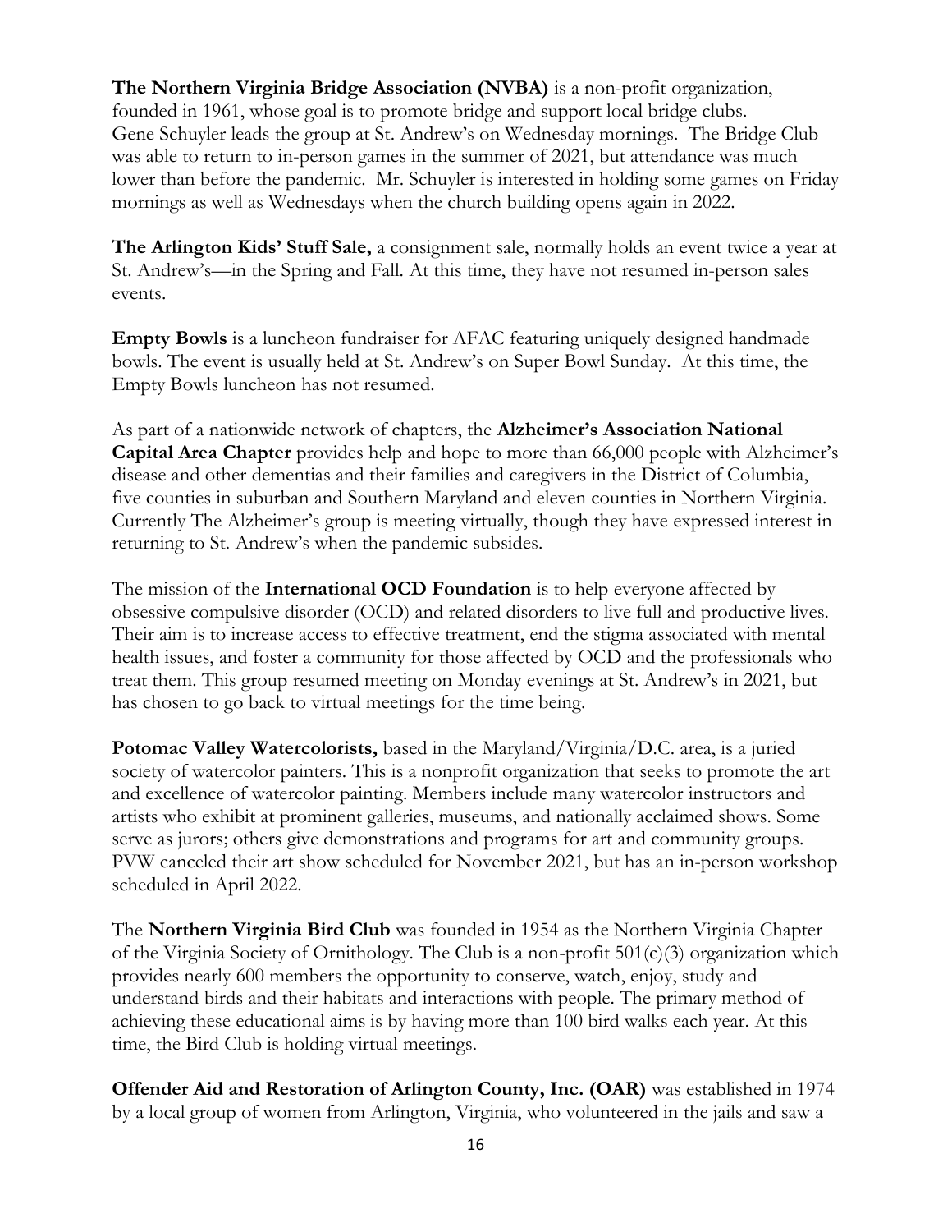**The Northern Virginia Bridge Association (NVBA)** is a non-profit organization, founded in 1961, whose goal is to promote bridge and support local bridge clubs. Gene Schuyler leads the group at St. Andrew's on Wednesday mornings. The Bridge Club was able to return to in-person games in the summer of 2021, but attendance was much lower than before the pandemic. Mr. Schuyler is interested in holding some games on Friday mornings as well as Wednesdays when the church building opens again in 2022.

**The Arlington Kids' Stuff Sale,** a consignment sale, normally holds an event twice a year at St. Andrew's—in the Spring and Fall. At this time, they have not resumed in-person sales events.

**Empty Bowls** is a luncheon fundraiser for AFAC featuring uniquely designed handmade bowls. The event is usually held at St. Andrew's on Super Bowl Sunday. At this time, the Empty Bowls luncheon has not resumed.

As part of a nationwide network of chapters, the **Alzheimer's Association National Capital Area Chapter** provides help and hope to more than 66,000 people with Alzheimer's disease and other dementias and their families and caregivers in the District of Columbia, five counties in suburban and Southern Maryland and eleven counties in Northern Virginia. Currently The Alzheimer's group is meeting virtually, though they have expressed interest in returning to St. Andrew's when the pandemic subsides.

The mission of the **International OCD Foundation** is to help everyone affected by obsessive compulsive disorder (OCD) and related disorders to live full and productive lives. Their aim is to increase access to effective treatment, end the stigma associated with mental health issues, and foster a community for those affected by OCD and the professionals who treat them. This group resumed meeting on Monday evenings at St. Andrew's in 2021, but has chosen to go back to virtual meetings for the time being.

**Potomac Valley Watercolorists,** based in the Maryland/Virginia/D.C. area, is a juried society of watercolor painters. This is a nonprofit organization that seeks to promote the art and excellence of watercolor painting. Members include many watercolor instructors and artists who exhibit at prominent galleries, museums, and nationally acclaimed shows. Some serve as jurors; others give demonstrations and programs for art and community groups. PVW canceled their art show scheduled for November 2021, but has an in-person workshop scheduled in April 2022.

The **Northern Virginia Bird Club** was founded in 1954 as the Northern Virginia Chapter of the Virginia Society of Ornithology. The Club is a non-profit 501(c)(3) organization which provides nearly 600 members the opportunity to conserve, watch, enjoy, study and understand birds and their habitats and interactions with people. The primary method of achieving these educational aims is by having more than 100 bird walks each year. At this time, the Bird Club is holding virtual meetings.

**Offender Aid and Restoration of Arlington County, Inc. (OAR)** was established in 1974 by a local group of women from Arlington, Virginia, who volunteered in the jails and saw a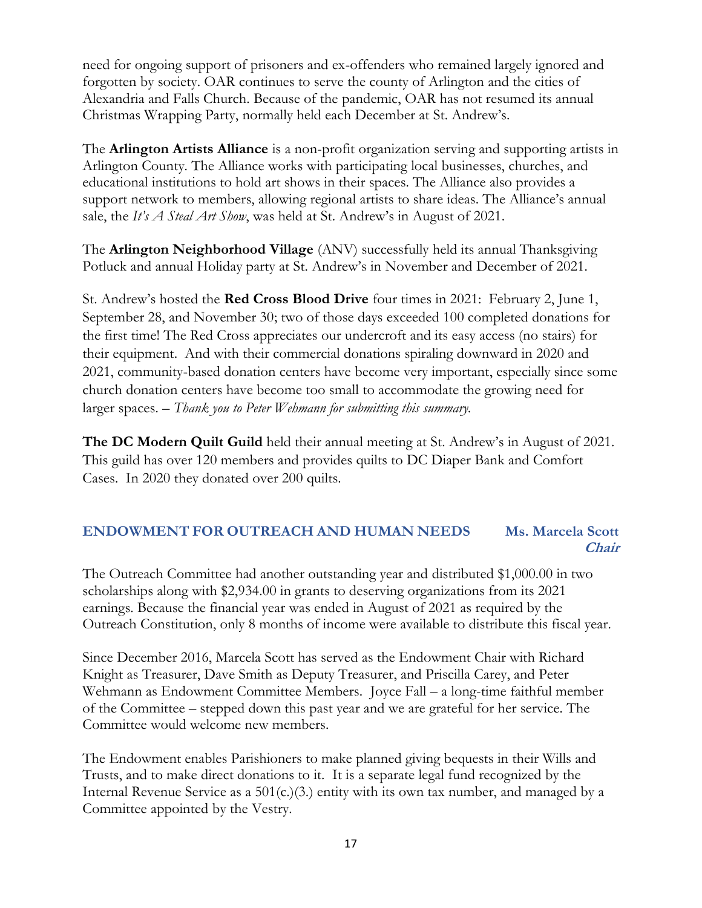need for ongoing support of prisoners and ex-offenders who remained largely ignored and forgotten by society. OAR continues to serve the county of Arlington and the cities of Alexandria and Falls Church. Because of the pandemic, OAR has not resumed its annual Christmas Wrapping Party, normally held each December at St. Andrew's.

The **Arlington Artists Alliance** is a non-profit organization serving and supporting artists in Arlington County. The Alliance works with participating local businesses, churches, and educational institutions to hold art shows in their spaces. The Alliance also provides a support network to members, allowing regional artists to share ideas. The Alliance's annual sale, the *It's A Steal Art Show*, was held at St. Andrew's in August of 2021.

The **Arlington Neighborhood Village** (ANV) successfully held its annual Thanksgiving Potluck and annual Holiday party at St. Andrew's in November and December of 2021.

St. Andrew's hosted the **Red Cross Blood Drive** four times in 2021: February 2, June 1, September 28, and November 30; two of those days exceeded 100 completed donations for the first time! The Red Cross appreciates our undercroft and its easy access (no stairs) for their equipment. And with their commercial donations spiraling downward in 2020 and 2021, community-based donation centers have become very important, especially since some church donation centers have become too small to accommodate the growing need for larger spaces. – *Thank you to Peter Wehmann for submitting this summary.*

**The DC Modern Quilt Guild** held their annual meeting at St. Andrew's in August of 2021. This guild has over 120 members and provides quilts to DC Diaper Bank and Comfort Cases. In 2020 they donated over 200 quilts.

## ENDOWMENT FOR OUTREACH AND HUMAN NEEDS — Ms. Marcela Scott, *Chair*

The Outreach Committee had another outstanding year and distributed $1,000.00 in two scholarships along with $2,934.00 in grants to deserving organizations from its 2021 earnings. Because the financial year was ended in August of 2021 as required by the Outreach Constitution, only 8 months of income were available to distribute this fiscal year.

Since December 2016, Marcela Scott has served as the Endowment Chair with Richard Knight as Treasurer, Dave Smith as Deputy Treasurer, and Priscilla Carey, and Peter Wehmann as Endowment Committee Members. Joyce Fall – a long-time faithful member of the Committee – stepped down this past year and we are grateful for her service. The Committee would welcome new members.

The Endowment enables Parishioners to make planned giving bequests in their Wills and Trusts, and to make direct donations to it. It is a separate legal fund recognized by the Internal Revenue Service as a 501(c.)(3.) entity with its own tax number, and managed by a Committee appointed by the Vestry.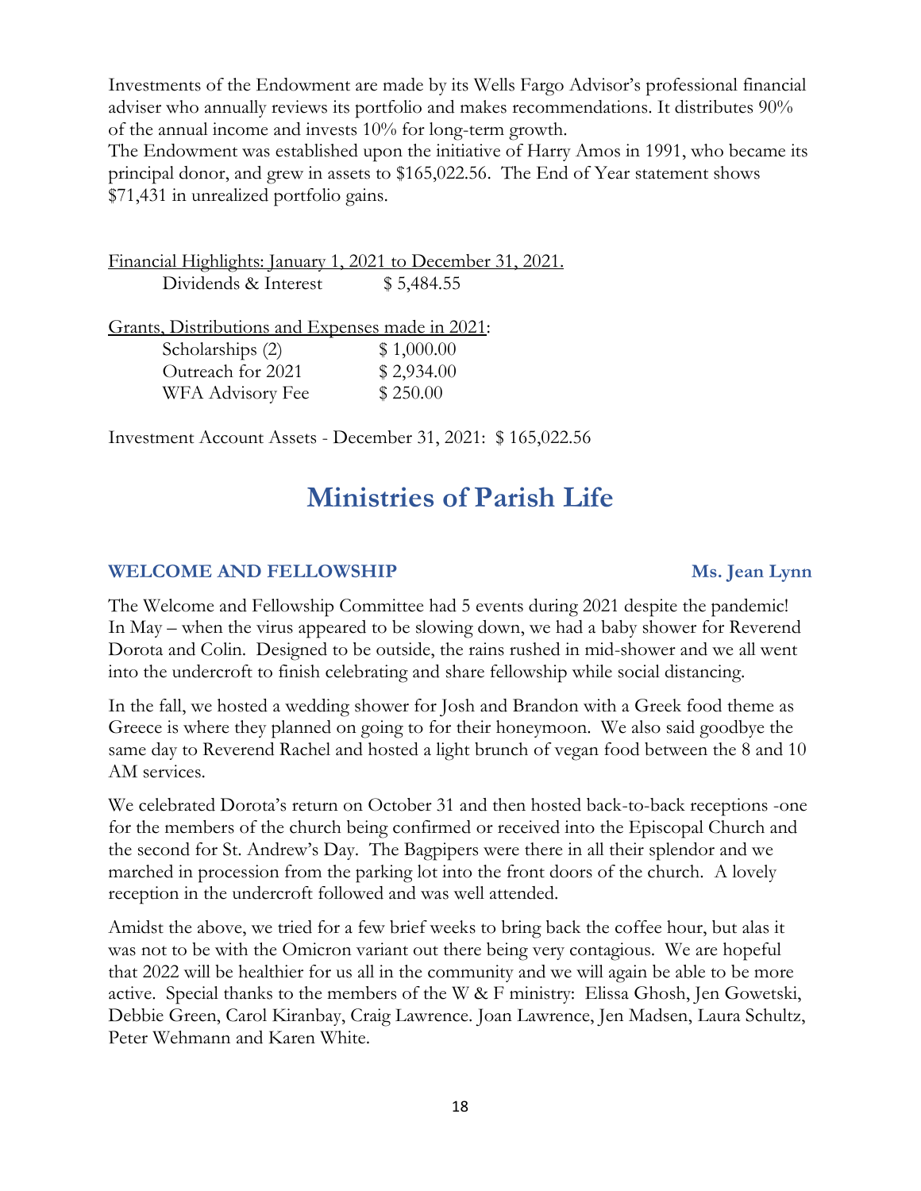Investments of the Endowment are made by its Wells Fargo Advisor's professional financial adviser who annually reviews its portfolio and makes recommendations. It distributes 90% of the annual income and invests 10% for long-term growth.
The Endowment was established upon the initiative of Harry Amos in 1991, who became its principal donor, and grew in assets to $165,022.56. The End of Year statement shows $71,431 in unrealized portfolio gains.

<u>Financial Highlights: January 1, 2021 to December 31, 2021.</u>

| | |
|---|---|
| Dividends & Interest | $ 5,484.55 |

<u>Grants, Distributions and Expenses made in 2021</u>:

| | |
|---|---|
| Scholarships (2) | $ 1,000.00 |
| Outreach for 2021 | $ 2,934.00 |
| WFA Advisory Fee | $ 250.00 |

Investment Account Assets - December 31, 2021: $ 165,022.56

# Ministries of Parish Life

### WELCOME AND FELLOWSHIP — Ms. Jean Lynn

The Welcome and Fellowship Committee had 5 events during 2021 despite the pandemic! In May – when the virus appeared to be slowing down, we had a baby shower for Reverend Dorota and Colin. Designed to be outside, the rains rushed in mid-shower and we all went into the undercroft to finish celebrating and share fellowship while social distancing.

In the fall, we hosted a wedding shower for Josh and Brandon with a Greek food theme as Greece is where they planned on going to for their honeymoon. We also said goodbye the same day to Reverend Rachel and hosted a light brunch of vegan food between the 8 and 10 AM services.

We celebrated Dorota's return on October 31 and then hosted back-to-back receptions -one for the members of the church being confirmed or received into the Episcopal Church and the second for St. Andrew's Day. The Bagpipers were there in all their splendor and we marched in procession from the parking lot into the front doors of the church. A lovely reception in the undercroft followed and was well attended.

Amidst the above, we tried for a few brief weeks to bring back the coffee hour, but alas it was not to be with the Omicron variant out there being very contagious. We are hopeful that 2022 will be healthier for us all in the community and we will again be able to be more active. Special thanks to the members of the W & F ministry: Elissa Ghosh, Jen Gowetski, Debbie Green, Carol Kiranbay, Craig Lawrence. Joan Lawrence, Jen Madsen, Laura Schultz, Peter Wehmann and Karen White.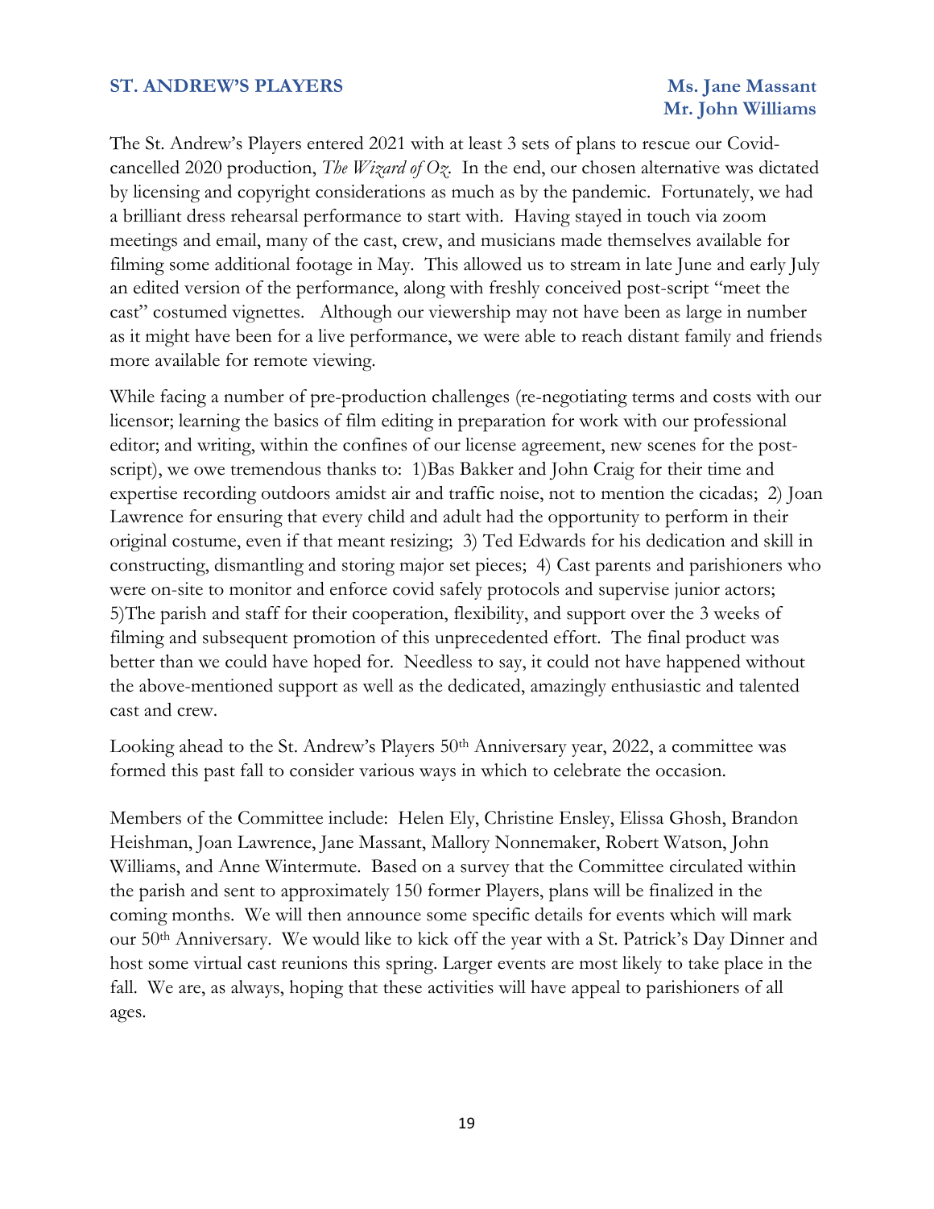## ST. ANDREW'S PLAYERS

**Ms. Jane Massant**
**Mr. John Williams**

The St. Andrew's Players entered 2021 with at least 3 sets of plans to rescue our Covid-cancelled 2020 production, *The Wizard of Oz*. In the end, our chosen alternative was dictated by licensing and copyright considerations as much as by the pandemic. Fortunately, we had a brilliant dress rehearsal performance to start with. Having stayed in touch via zoom meetings and email, many of the cast, crew, and musicians made themselves available for filming some additional footage in May. This allowed us to stream in late June and early July an edited version of the performance, along with freshly conceived post-script "meet the cast" costumed vignettes. Although our viewership may not have been as large in number as it might have been for a live performance, we were able to reach distant family and friends more available for remote viewing.

While facing a number of pre-production challenges (re-negotiating terms and costs with our licensor; learning the basics of film editing in preparation for work with our professional editor; and writing, within the confines of our license agreement, new scenes for the post-script), we owe tremendous thanks to: 1)Bas Bakker and John Craig for their time and expertise recording outdoors amidst air and traffic noise, not to mention the cicadas; 2) Joan Lawrence for ensuring that every child and adult had the opportunity to perform in their original costume, even if that meant resizing; 3) Ted Edwards for his dedication and skill in constructing, dismantling and storing major set pieces; 4) Cast parents and parishioners who were on-site to monitor and enforce covid safely protocols and supervise junior actors; 5)The parish and staff for their cooperation, flexibility, and support over the 3 weeks of filming and subsequent promotion of this unprecedented effort. The final product was better than we could have hoped for. Needless to say, it could not have happened without the above-mentioned support as well as the dedicated, amazingly enthusiastic and talented cast and crew.

Looking ahead to the St. Andrew's Players 50th Anniversary year, 2022, a committee was formed this past fall to consider various ways in which to celebrate the occasion.

Members of the Committee include: Helen Ely, Christine Ensley, Elissa Ghosh, Brandon Heishman, Joan Lawrence, Jane Massant, Mallory Nonnemaker, Robert Watson, John Williams, and Anne Wintermute. Based on a survey that the Committee circulated within the parish and sent to approximately 150 former Players, plans will be finalized in the coming months. We will then announce some specific details for events which will mark our 50th Anniversary. We would like to kick off the year with a St. Patrick's Day Dinner and host some virtual cast reunions this spring. Larger events are most likely to take place in the fall. We are, as always, hoping that these activities will have appeal to parishioners of all ages.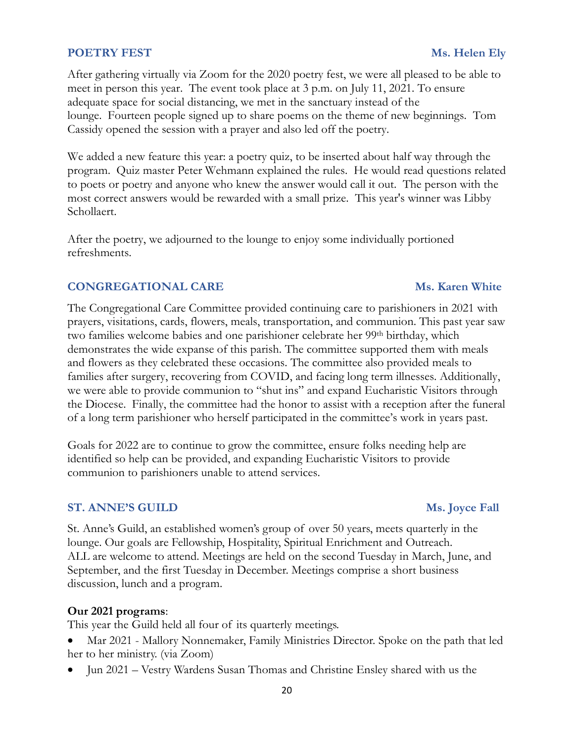## POETRY FEST — Ms. Helen Ely

After gathering virtually via Zoom for the 2020 poetry fest, we were all pleased to be able to meet in person this year. The event took place at 3 p.m. on July 11, 2021. To ensure adequate space for social distancing, we met in the sanctuary instead of the lounge. Fourteen people signed up to share poems on the theme of new beginnings. Tom Cassidy opened the session with a prayer and also led off the poetry.

We added a new feature this year: a poetry quiz, to be inserted about half way through the program. Quiz master Peter Wehmann explained the rules. He would read questions related to poets or poetry and anyone who knew the answer would call it out. The person with the most correct answers would be rewarded with a small prize. This year's winner was Libby Schollaert.

After the poetry, we adjourned to the lounge to enjoy some individually portioned refreshments.

## CONGREGATIONAL CARE — Ms. Karen White

The Congregational Care Committee provided continuing care to parishioners in 2021 with prayers, visitations, cards, flowers, meals, transportation, and communion. This past year saw two families welcome babies and one parishioner celebrate her 99th birthday, which demonstrates the wide expanse of this parish. The committee supported them with meals and flowers as they celebrated these occasions. The committee also provided meals to families after surgery, recovering from COVID, and facing long term illnesses. Additionally, we were able to provide communion to "shut ins" and expand Eucharistic Visitors through the Diocese. Finally, the committee had the honor to assist with a reception after the funeral of a long term parishioner who herself participated in the committee's work in years past.

Goals for 2022 are to continue to grow the committee, ensure folks needing help are identified so help can be provided, and expanding Eucharistic Visitors to provide communion to parishioners unable to attend services.

## ST. ANNE'S GUILD — Ms. Joyce Fall

St. Anne's Guild, an established women's group of over 50 years, meets quarterly in the lounge. Our goals are Fellowship, Hospitality, Spiritual Enrichment and Outreach. ALL are welcome to attend. Meetings are held on the second Tuesday in March, June, and September, and the first Tuesday in December. Meetings comprise a short business discussion, lunch and a program.

**Our 2021 programs**:
This year the Guild held all four of its quarterly meetings.

- Mar 2021 - Mallory Nonnemaker, Family Ministries Director. Spoke on the path that led her to her ministry. (via Zoom)
- Jun 2021 – Vestry Wardens Susan Thomas and Christine Ensley shared with us the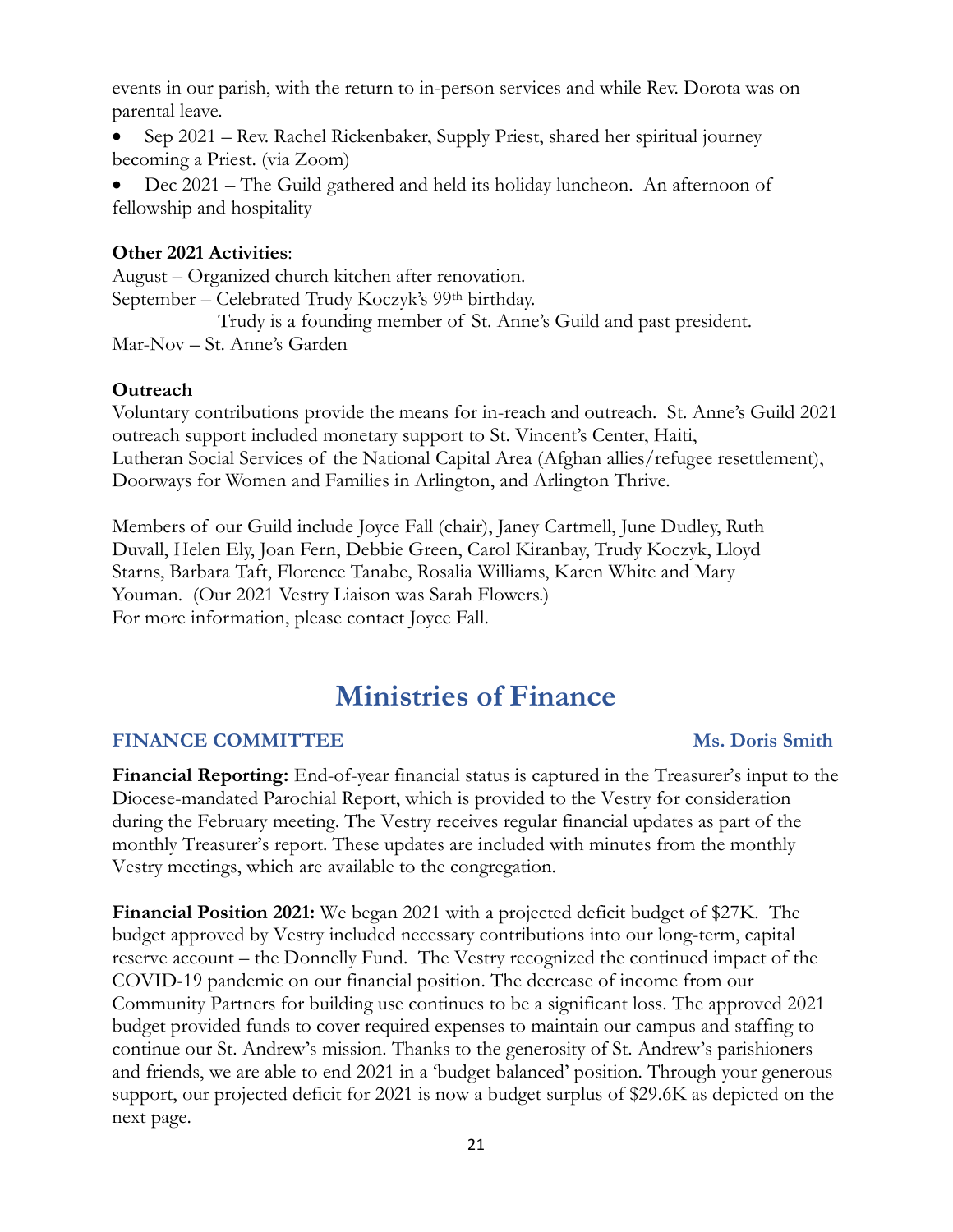events in our parish, with the return to in-person services and while Rev. Dorota was on parental leave.

- Sep 2021 – Rev. Rachel Rickenbaker, Supply Priest, shared her spiritual journey becoming a Priest. (via Zoom)
- Dec 2021 – The Guild gathered and held its holiday luncheon. An afternoon of fellowship and hospitality

**Other 2021 Activities**:
August – Organized church kitchen after renovation.
September – Celebrated Trudy Koczyk's 99th birthday.
Trudy is a founding member of St. Anne's Guild and past president.
Mar-Nov – St. Anne's Garden

**Outreach**
Voluntary contributions provide the means for in-reach and outreach. St. Anne's Guild 2021 outreach support included monetary support to St. Vincent's Center, Haiti, Lutheran Social Services of the National Capital Area (Afghan allies/refugee resettlement), Doorways for Women and Families in Arlington, and Arlington Thrive.

Members of our Guild include Joyce Fall (chair), Janey Cartmell, June Dudley, Ruth Duvall, Helen Ely, Joan Fern, Debbie Green, Carol Kiranbay, Trudy Koczyk, Lloyd Starns, Barbara Taft, Florence Tanabe, Rosalia Williams, Karen White and Mary Youman. (Our 2021 Vestry Liaison was Sarah Flowers.)
For more information, please contact Joyce Fall.

# Ministries of Finance

### FINANCE COMMITTEE — Ms. Doris Smith

**Financial Reporting:** End-of-year financial status is captured in the Treasurer's input to the Diocese-mandated Parochial Report, which is provided to the Vestry for consideration during the February meeting. The Vestry receives regular financial updates as part of the monthly Treasurer's report. These updates are included with minutes from the monthly Vestry meetings, which are available to the congregation.

**Financial Position 2021:** We began 2021 with a projected deficit budget of $27K. The budget approved by Vestry included necessary contributions into our long-term, capital reserve account – the Donnelly Fund. The Vestry recognized the continued impact of the COVID-19 pandemic on our financial position. The decrease of income from our Community Partners for building use continues to be a significant loss. The approved 2021 budget provided funds to cover required expenses to maintain our campus and staffing to continue our St. Andrew's mission. Thanks to the generosity of St. Andrew's parishioners and friends, we are able to end 2021 in a 'budget balanced' position. Through your generous support, our projected deficit for 2021 is now a budget surplus of $29.6K as depicted on the next page.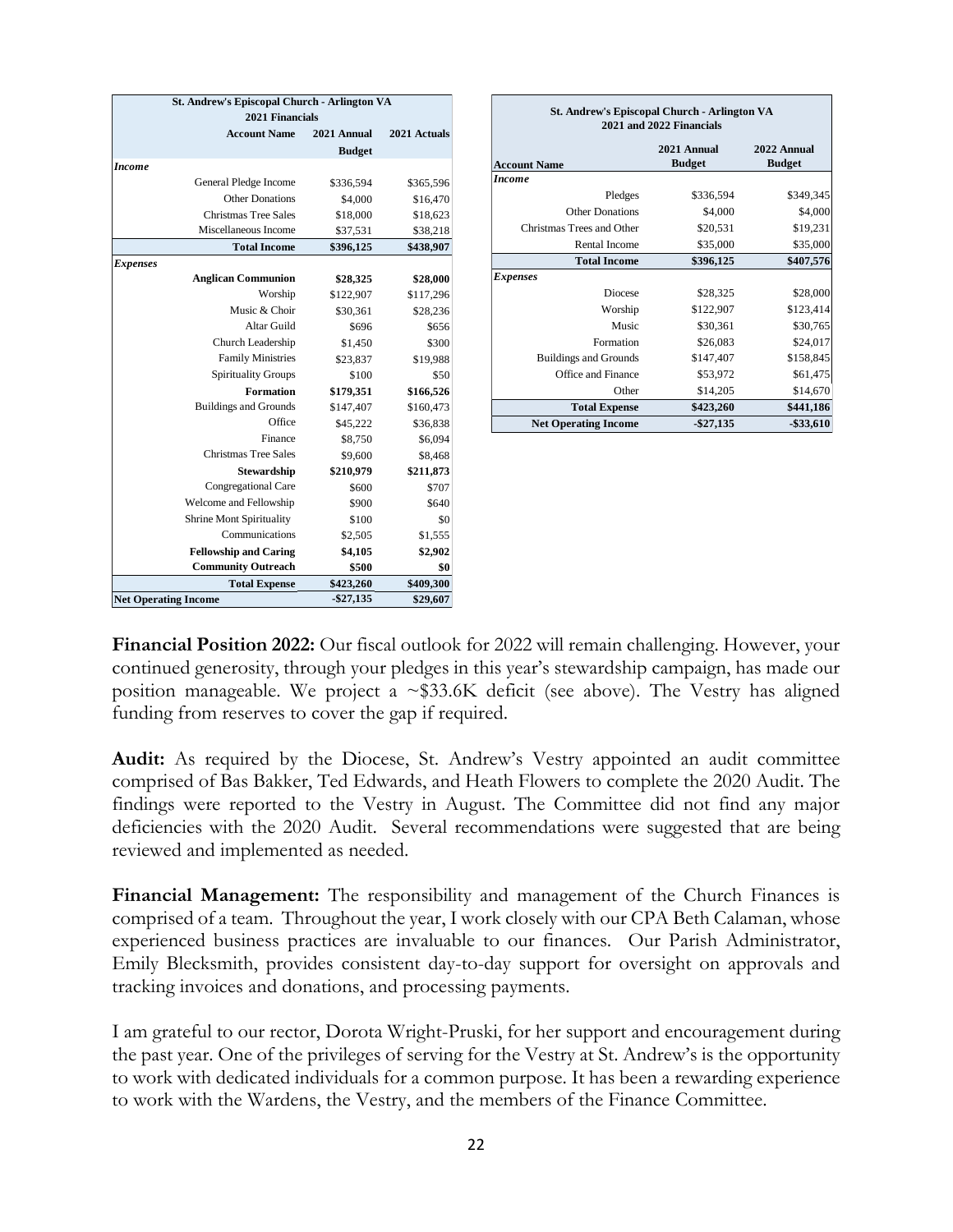| St. Andrew's Episcopal Church - Arlington VA 2021 Financials | | |
|---|---|---|
| **Account Name** | **2021 Annual Budget** | **2021 Actuals** |
| ***Income*** | | |
| General Pledge Income | $336,594 | $365,596 |
| Other Donations | $4,000 | $16,470 |
| Christmas Tree Sales | $18,000 | $18,623 |
| Miscellaneous Income | $37,531 | $38,218 |
| **Total Income** | **$396,125** | **$438,907** |
| ***Expenses*** | | |
| **Anglican Communion** | **$28,325** | **$28,000** |
| Worship | $122,907 | $117,296 |
| Music & Choir | $30,361 | $28,236 |
| Altar Guild | $696 | $656 |
| Church Leadership | $1,450 | $300 |
| Family Ministries | $23,837 | $19,988 |
| Spirituality Groups | $100 | $50 |
| **Formation** | **$179,351** | **$166,526** |
| Buildings and Grounds | $147,407 | $160,473 |
| Office | $45,222 | $36,838 |
| Finance | $8,750 | $6,094 |
| Christmas Tree Sales | $9,600 | $8,468 |
| **Stewardship** | **$210,979** | **$211,873** |
| Congregational Care | $600 | $707 |
| Welcome and Fellowship | $900 | $640 |
| Shrine Mont Spirituality | $100 | $0 |
| Communications | $2,505 | $1,555 |
| **Fellowship and Caring** | **$4,105** | **$2,902** |
| **Community Outreach** | **$500** | **$0** |
| **Total Expense** | **$423,260** | **$409,300** |
| **Net Operating Income** | **-$27,135** | **$29,607** |

| St. Andrew's Episcopal Church - Arlington VA 2021 and 2022 Financials | | |
|---|---|---|
| **Account Name** | **2021 Annual Budget** | **2022 Annual Budget** |
| ***Income*** | | |
| Pledges | $336,594 | $349,345 |
| Other Donations | $4,000 | $4,000 |
| Christmas Trees and Other | $20,531 | $19,231 |
| Rental Income | $35,000 | $35,000 |
| **Total Income** | **$396,125** | **$407,576** |
| ***Expenses*** | | |
| Diocese | $28,325 | $28,000 |
| Worship | $122,907 | $123,414 |
| Music | $30,361 | $30,765 |
| Formation | $26,083 | $24,017 |
| Buildings and Grounds | $147,407 | $158,845 |
| Office and Finance | $53,972 | $61,475 |
| Other | $14,205 | $14,670 |
| **Total Expense** | **$423,260** | **$441,186** |
| **Net Operating Income** | **-$27,135** | **-$33,610** |

**Financial Position 2022:** Our fiscal outlook for 2022 will remain challenging. However, your continued generosity, through your pledges in this year's stewardship campaign, has made our position manageable. We project a ~$33.6K deficit (see above). The Vestry has aligned funding from reserves to cover the gap if required.

**Audit:** As required by the Diocese, St. Andrew's Vestry appointed an audit committee comprised of Bas Bakker, Ted Edwards, and Heath Flowers to complete the 2020 Audit. The findings were reported to the Vestry in August. The Committee did not find any major deficiencies with the 2020 Audit. Several recommendations were suggested that are being reviewed and implemented as needed.

**Financial Management:** The responsibility and management of the Church Finances is comprised of a team. Throughout the year, I work closely with our CPA Beth Calaman, whose experienced business practices are invaluable to our finances. Our Parish Administrator, Emily Blecksmith, provides consistent day-to-day support for oversight on approvals and tracking invoices and donations, and processing payments.

I am grateful to our rector, Dorota Wright-Pruski, for her support and encouragement during the past year. One of the privileges of serving for the Vestry at St. Andrew's is the opportunity to work with dedicated individuals for a common purpose. It has been a rewarding experience to work with the Wardens, the Vestry, and the members of the Finance Committee.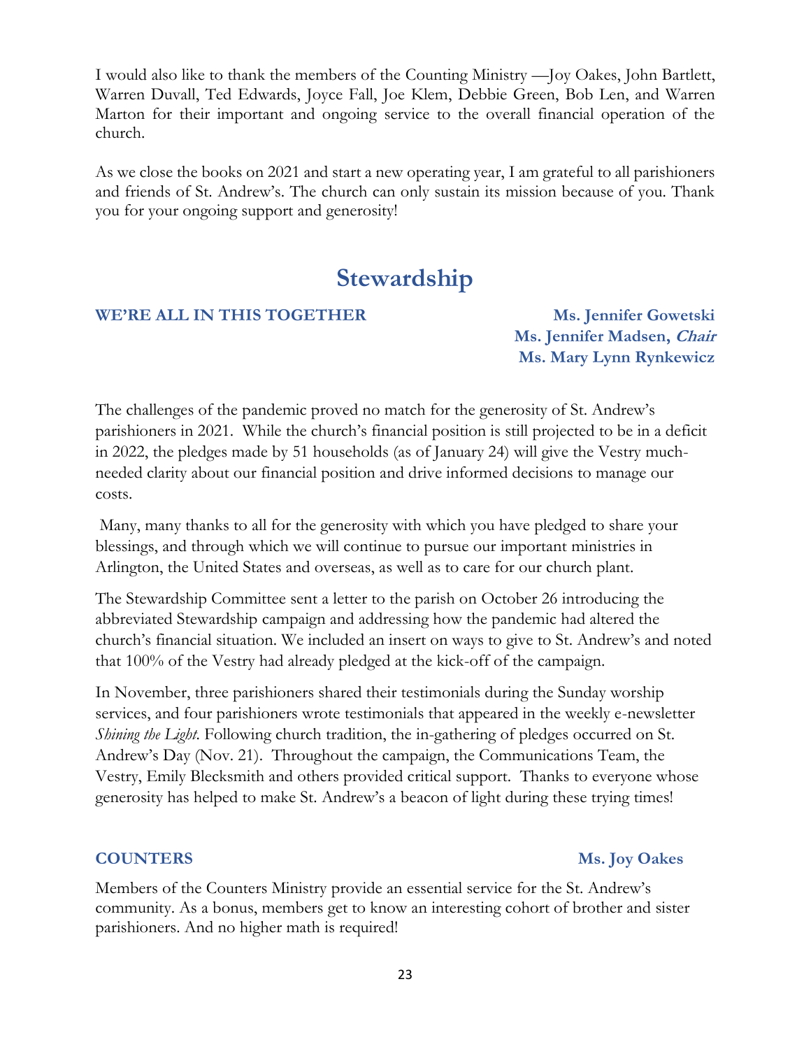I would also like to thank the members of the Counting Ministry —Joy Oakes, John Bartlett, Warren Duvall, Ted Edwards, Joyce Fall, Joe Klem, Debbie Green, Bob Len, and Warren Marton for their important and ongoing service to the overall financial operation of the church.

As we close the books on 2021 and start a new operating year, I am grateful to all parishioners and friends of St. Andrew's. The church can only sustain its mission because of you. Thank you for your ongoing support and generosity!

# Stewardship

### WE'RE ALL IN THIS TOGETHER

**Ms. Jennifer Gowetski**
**Ms. Jennifer Madsen, *Chair***
**Ms. Mary Lynn Rynkewicz**

The challenges of the pandemic proved no match for the generosity of St. Andrew's parishioners in 2021. While the church's financial position is still projected to be in a deficit in 2022, the pledges made by 51 households (as of January 24) will give the Vestry much-needed clarity about our financial position and drive informed decisions to manage our costs.

Many, many thanks to all for the generosity with which you have pledged to share your blessings, and through which we will continue to pursue our important ministries in Arlington, the United States and overseas, as well as to care for our church plant.

The Stewardship Committee sent a letter to the parish on October 26 introducing the abbreviated Stewardship campaign and addressing how the pandemic had altered the church's financial situation. We included an insert on ways to give to St. Andrew's and noted that 100% of the Vestry had already pledged at the kick-off of the campaign.

In November, three parishioners shared their testimonials during the Sunday worship services, and four parishioners wrote testimonials that appeared in the weekly e-newsletter *Shining the Light*. Following church tradition, the in-gathering of pledges occurred on St. Andrew's Day (Nov. 21). Throughout the campaign, the Communications Team, the Vestry, Emily Blecksmith and others provided critical support. Thanks to everyone whose generosity has helped to make St. Andrew's a beacon of light during these trying times!

### COUNTERS

**Ms. Joy Oakes**

Members of the Counters Ministry provide an essential service for the St. Andrew's community. As a bonus, members get to know an interesting cohort of brother and sister parishioners. And no higher math is required!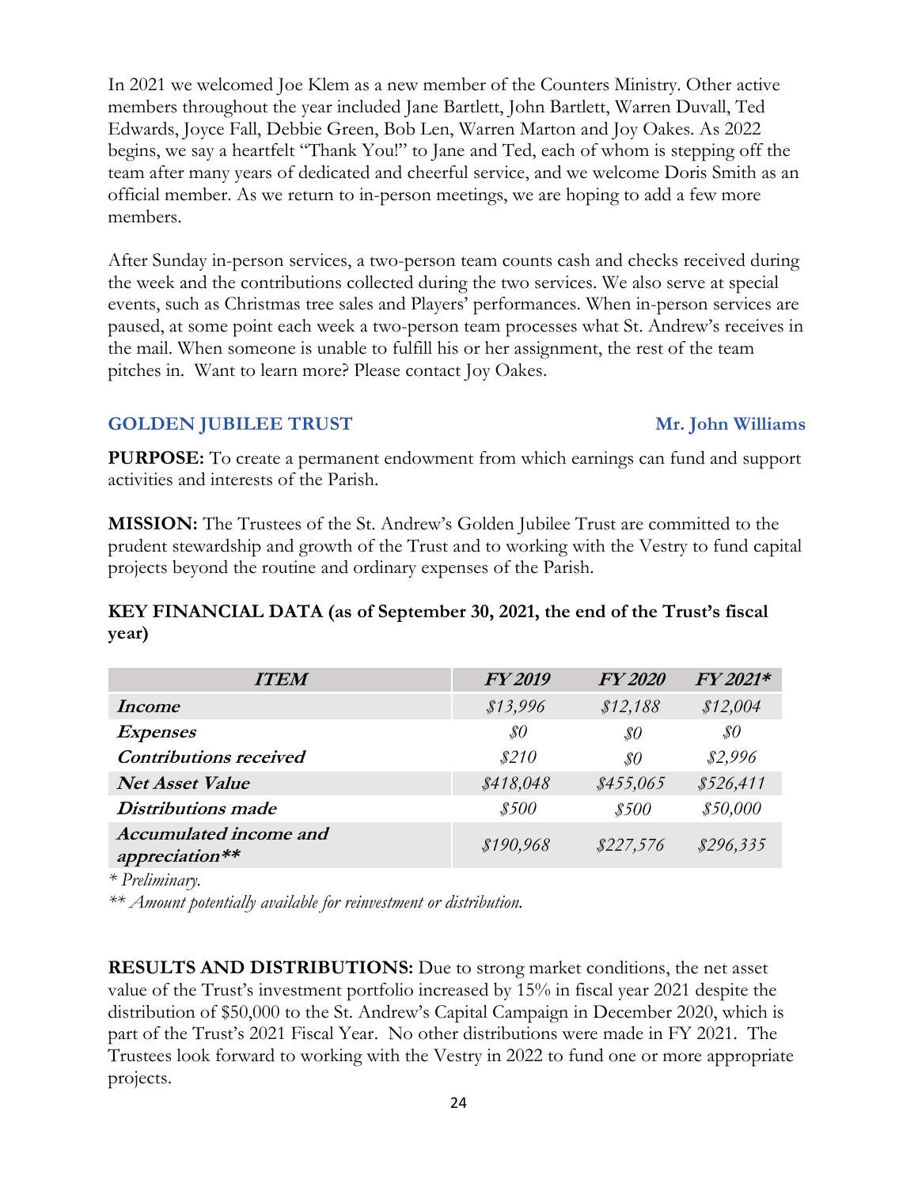In 2021 we welcomed Joe Klem as a new member of the Counters Ministry. Other active members throughout the year included Jane Bartlett, John Bartlett, Warren Duvall, Ted Edwards, Joyce Fall, Debbie Green, Bob Len, Warren Marton and Joy Oakes. As 2022 begins, we say a heartfelt "Thank You!" to Jane and Ted, each of whom is stepping off the team after many years of dedicated and cheerful service, and we welcome Doris Smith as an official member. As we return to in-person meetings, we are hoping to add a few more members.

After Sunday in-person services, a two-person team counts cash and checks received during the week and the contributions collected during the two services. We also serve at special events, such as Christmas tree sales and Players' performances. When in-person services are paused, at some point each week a two-person team processes what St. Andrew's receives in the mail. When someone is unable to fulfill his or her assignment, the rest of the team pitches in. Want to learn more? Please contact Joy Oakes.

## GOLDEN JUBILEE TRUST — Mr. John Williams

**PURPOSE:** To create a permanent endowment from which earnings can fund and support activities and interests of the Parish.

**MISSION:** The Trustees of the St. Andrew's Golden Jubilee Trust are committed to the prudent stewardship and growth of the Trust and to working with the Vestry to fund capital projects beyond the routine and ordinary expenses of the Parish.

**KEY FINANCIAL DATA (as of September 30, 2021, the end of the Trust's fiscal year)**

| *ITEM* | *FY 2019* | *FY 2020* | *FY 2021** |
|---|---|---|---|
| ***Income*** | *$13,996* | *$12,188* | *$12,004* |
| ***Expenses*** | *$0* | *$0* | *$0* |
| ***Contributions received*** | *$210* | *$0* | *$2,996* |
| ***Net Asset Value*** | *$418,048* | *$455,065* | *$526,411* |
| ***Distributions made*** | *$500* | *$500* | *$50,000* |
| ***Accumulated income and appreciation**** | *$190,968* | *$227,576* | *$296,335* |

*\* Preliminary.*

*\*\* Amount potentially available for reinvestment or distribution.*

**RESULTS AND DISTRIBUTIONS:** Due to strong market conditions, the net asset value of the Trust's investment portfolio increased by 15% in fiscal year 2021 despite the distribution of $50,000 to the St. Andrew's Capital Campaign in December 2020, which is part of the Trust's 2021 Fiscal Year. No other distributions were made in FY 2021. The Trustees look forward to working with the Vestry in 2022 to fund one or more appropriate projects.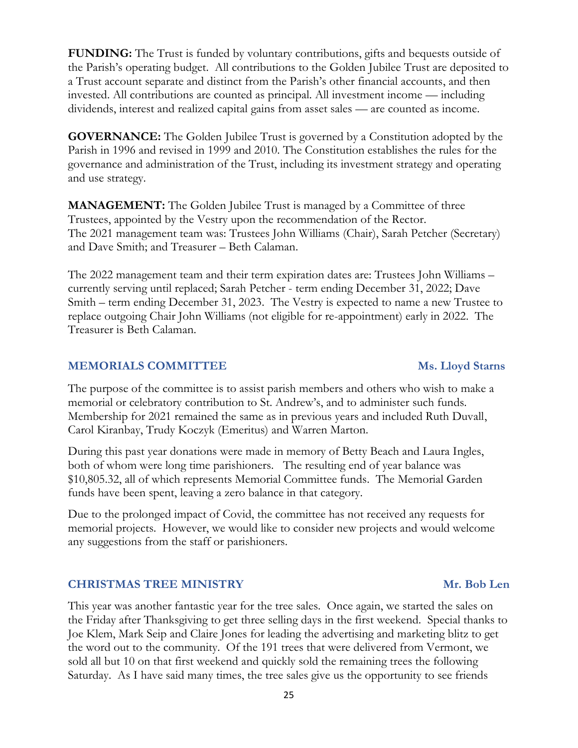**FUNDING:** The Trust is funded by voluntary contributions, gifts and bequests outside of the Parish's operating budget. All contributions to the Golden Jubilee Trust are deposited to a Trust account separate and distinct from the Parish's other financial accounts, and then invested. All contributions are counted as principal. All investment income — including dividends, interest and realized capital gains from asset sales — are counted as income.

**GOVERNANCE:** The Golden Jubilee Trust is governed by a Constitution adopted by the Parish in 1996 and revised in 1999 and 2010. The Constitution establishes the rules for the governance and administration of the Trust, including its investment strategy and operating and use strategy.

**MANAGEMENT:** The Golden Jubilee Trust is managed by a Committee of three Trustees, appointed by the Vestry upon the recommendation of the Rector. The 2021 management team was: Trustees John Williams (Chair), Sarah Petcher (Secretary) and Dave Smith; and Treasurer – Beth Calaman.

The 2022 management team and their term expiration dates are: Trustees John Williams – currently serving until replaced; Sarah Petcher - term ending December 31, 2022; Dave Smith – term ending December 31, 2023. The Vestry is expected to name a new Trustee to replace outgoing Chair John Williams (not eligible for re-appointment) early in 2022. The Treasurer is Beth Calaman.

## MEMORIALS COMMITTEE — Ms. Lloyd Starns

The purpose of the committee is to assist parish members and others who wish to make a memorial or celebratory contribution to St. Andrew's, and to administer such funds. Membership for 2021 remained the same as in previous years and included Ruth Duvall, Carol Kiranbay, Trudy Koczyk (Emeritus) and Warren Marton.

During this past year donations were made in memory of Betty Beach and Laura Ingles, both of whom were long time parishioners. The resulting end of year balance was $10,805.32, all of which represents Memorial Committee funds. The Memorial Garden funds have been spent, leaving a zero balance in that category.

Due to the prolonged impact of Covid, the committee has not received any requests for memorial projects. However, we would like to consider new projects and would welcome any suggestions from the staff or parishioners.

## CHRISTMAS TREE MINISTRY — Mr. Bob Len

This year was another fantastic year for the tree sales. Once again, we started the sales on the Friday after Thanksgiving to get three selling days in the first weekend. Special thanks to Joe Klem, Mark Seip and Claire Jones for leading the advertising and marketing blitz to get the word out to the community. Of the 191 trees that were delivered from Vermont, we sold all but 10 on that first weekend and quickly sold the remaining trees the following Saturday. As I have said many times, the tree sales give us the opportunity to see friends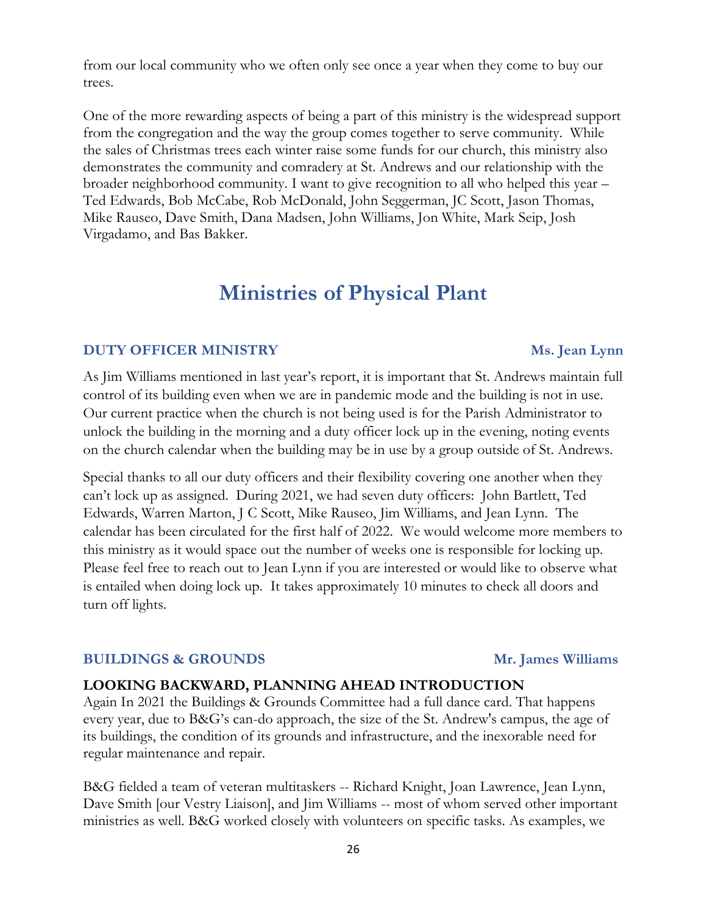from our local community who we often only see once a year when they come to buy our trees.

One of the more rewarding aspects of being a part of this ministry is the widespread support from the congregation and the way the group comes together to serve community. While the sales of Christmas trees each winter raise some funds for our church, this ministry also demonstrates the community and comradery at St. Andrews and our relationship with the broader neighborhood community. I want to give recognition to all who helped this year – Ted Edwards, Bob McCabe, Rob McDonald, John Seggerman, JC Scott, Jason Thomas, Mike Rauseo, Dave Smith, Dana Madsen, John Williams, Jon White, Mark Seip, Josh Virgadamo, and Bas Bakker.

# Ministries of Physical Plant

## DUTY OFFICER MINISTRY — Ms. Jean Lynn

As Jim Williams mentioned in last year's report, it is important that St. Andrews maintain full control of its building even when we are in pandemic mode and the building is not in use. Our current practice when the church is not being used is for the Parish Administrator to unlock the building in the morning and a duty officer lock up in the evening, noting events on the church calendar when the building may be in use by a group outside of St. Andrews.

Special thanks to all our duty officers and their flexibility covering one another when they can't lock up as assigned. During 2021, we had seven duty officers: John Bartlett, Ted Edwards, Warren Marton, J C Scott, Mike Rauseo, Jim Williams, and Jean Lynn. The calendar has been circulated for the first half of 2022. We would welcome more members to this ministry as it would space out the number of weeks one is responsible for locking up. Please feel free to reach out to Jean Lynn if you are interested or would like to observe what is entailed when doing lock up. It takes approximately 10 minutes to check all doors and turn off lights.

## BUILDINGS & GROUNDS — Mr. James Williams

### LOOKING BACKWARD, PLANNING AHEAD INTRODUCTION

Again In 2021 the Buildings & Grounds Committee had a full dance card. That happens every year, due to B&G's can-do approach, the size of the St. Andrew's campus, the age of its buildings, the condition of its grounds and infrastructure, and the inexorable need for regular maintenance and repair.

B&G fielded a team of veteran multitaskers -- Richard Knight, Joan Lawrence, Jean Lynn, Dave Smith [our Vestry Liaison], and Jim Williams -- most of whom served other important ministries as well. B&G worked closely with volunteers on specific tasks. As examples, we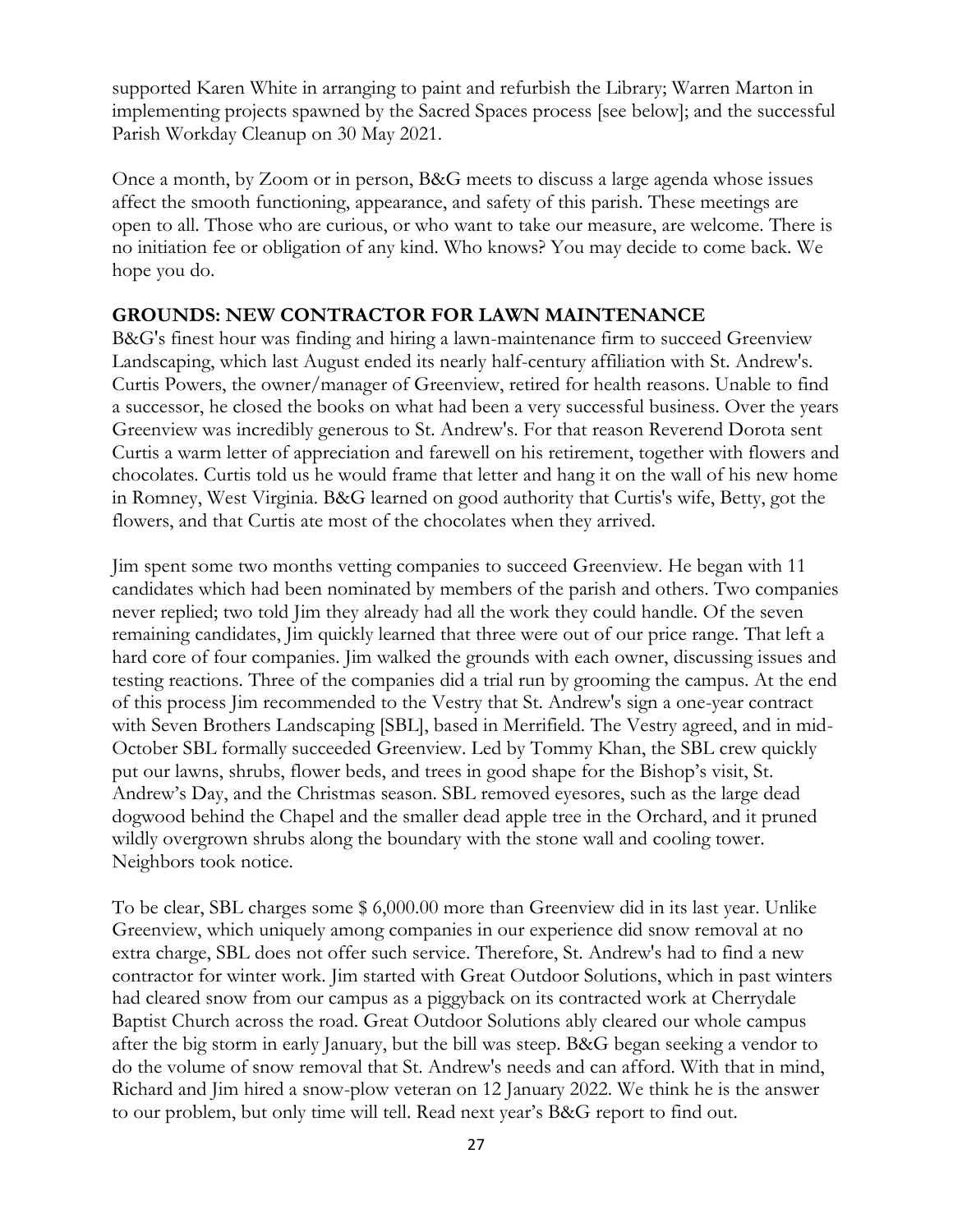supported Karen White in arranging to paint and refurbish the Library; Warren Marton in implementing projects spawned by the Sacred Spaces process [see below]; and the successful Parish Workday Cleanup on 30 May 2021.

Once a month, by Zoom or in person, B&G meets to discuss a large agenda whose issues affect the smooth functioning, appearance, and safety of this parish. These meetings are open to all. Those who are curious, or who want to take our measure, are welcome. There is no initiation fee or obligation of any kind. Who knows? You may decide to come back. We hope you do.

**GROUNDS: NEW CONTRACTOR FOR LAWN MAINTENANCE**

B&G's finest hour was finding and hiring a lawn-maintenance firm to succeed Greenview Landscaping, which last August ended its nearly half-century affiliation with St. Andrew's. Curtis Powers, the owner/manager of Greenview, retired for health reasons. Unable to find a successor, he closed the books on what had been a very successful business. Over the years Greenview was incredibly generous to St. Andrew's. For that reason Reverend Dorota sent Curtis a warm letter of appreciation and farewell on his retirement, together with flowers and chocolates. Curtis told us he would frame that letter and hang it on the wall of his new home in Romney, West Virginia. B&G learned on good authority that Curtis's wife, Betty, got the flowers, and that Curtis ate most of the chocolates when they arrived.

Jim spent some two months vetting companies to succeed Greenview. He began with 11 candidates which had been nominated by members of the parish and others. Two companies never replied; two told Jim they already had all the work they could handle. Of the seven remaining candidates, Jim quickly learned that three were out of our price range. That left a hard core of four companies. Jim walked the grounds with each owner, discussing issues and testing reactions. Three of the companies did a trial run by grooming the campus. At the end of this process Jim recommended to the Vestry that St. Andrew's sign a one-year contract with Seven Brothers Landscaping [SBL], based in Merrifield. The Vestry agreed, and in mid-October SBL formally succeeded Greenview. Led by Tommy Khan, the SBL crew quickly put our lawns, shrubs, flower beds, and trees in good shape for the Bishop's visit, St. Andrew's Day, and the Christmas season. SBL removed eyesores, such as the large dead dogwood behind the Chapel and the smaller dead apple tree in the Orchard, and it pruned wildly overgrown shrubs along the boundary with the stone wall and cooling tower. Neighbors took notice.

To be clear, SBL charges some $ 6,000.00 more than Greenview did in its last year. Unlike Greenview, which uniquely among companies in our experience did snow removal at no extra charge, SBL does not offer such service. Therefore, St. Andrew's had to find a new contractor for winter work. Jim started with Great Outdoor Solutions, which in past winters had cleared snow from our campus as a piggyback on its contracted work at Cherrydale Baptist Church across the road. Great Outdoor Solutions ably cleared our whole campus after the big storm in early January, but the bill was steep. B&G began seeking a vendor to do the volume of snow removal that St. Andrew's needs and can afford. With that in mind, Richard and Jim hired a snow-plow veteran on 12 January 2022. We think he is the answer to our problem, but only time will tell. Read next year's B&G report to find out.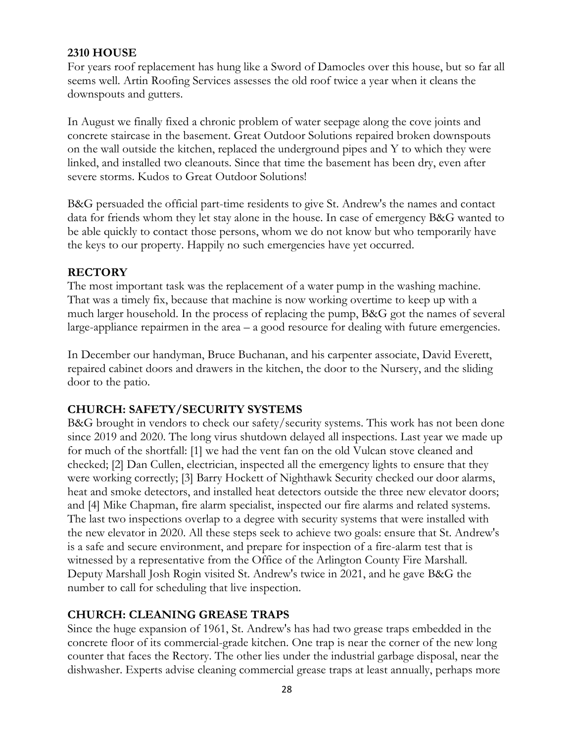## 2310 HOUSE

For years roof replacement has hung like a Sword of Damocles over this house, but so far all seems well. Artin Roofing Services assesses the old roof twice a year when it cleans the downspouts and gutters.

In August we finally fixed a chronic problem of water seepage along the cove joints and concrete staircase in the basement. Great Outdoor Solutions repaired broken downspouts on the wall outside the kitchen, replaced the underground pipes and Y to which they were linked, and installed two cleanouts. Since that time the basement has been dry, even after severe storms. Kudos to Great Outdoor Solutions!

B&G persuaded the official part-time residents to give St. Andrew's the names and contact data for friends whom they let stay alone in the house. In case of emergency B&G wanted to be able quickly to contact those persons, whom we do not know but who temporarily have the keys to our property. Happily no such emergencies have yet occurred.

## RECTORY

The most important task was the replacement of a water pump in the washing machine. That was a timely fix, because that machine is now working overtime to keep up with a much larger household. In the process of replacing the pump, B&G got the names of several large-appliance repairmen in the area – a good resource for dealing with future emergencies.

In December our handyman, Bruce Buchanan, and his carpenter associate, David Everett, repaired cabinet doors and drawers in the kitchen, the door to the Nursery, and the sliding door to the patio.

## CHURCH: SAFETY/SECURITY SYSTEMS

B&G brought in vendors to check our safety/security systems. This work has not been done since 2019 and 2020. The long virus shutdown delayed all inspections. Last year we made up for much of the shortfall: [1] we had the vent fan on the old Vulcan stove cleaned and checked; [2] Dan Cullen, electrician, inspected all the emergency lights to ensure that they were working correctly; [3] Barry Hockett of Nighthawk Security checked our door alarms, heat and smoke detectors, and installed heat detectors outside the three new elevator doors; and [4] Mike Chapman, fire alarm specialist, inspected our fire alarms and related systems. The last two inspections overlap to a degree with security systems that were installed with the new elevator in 2020. All these steps seek to achieve two goals: ensure that St. Andrew's is a safe and secure environment, and prepare for inspection of a fire-alarm test that is witnessed by a representative from the Office of the Arlington County Fire Marshall. Deputy Marshall Josh Rogin visited St. Andrew's twice in 2021, and he gave B&G the number to call for scheduling that live inspection.

## CHURCH: CLEANING GREASE TRAPS

Since the huge expansion of 1961, St. Andrew's has had two grease traps embedded in the concrete floor of its commercial-grade kitchen. One trap is near the corner of the new long counter that faces the Rectory. The other lies under the industrial garbage disposal, near the dishwasher. Experts advise cleaning commercial grease traps at least annually, perhaps more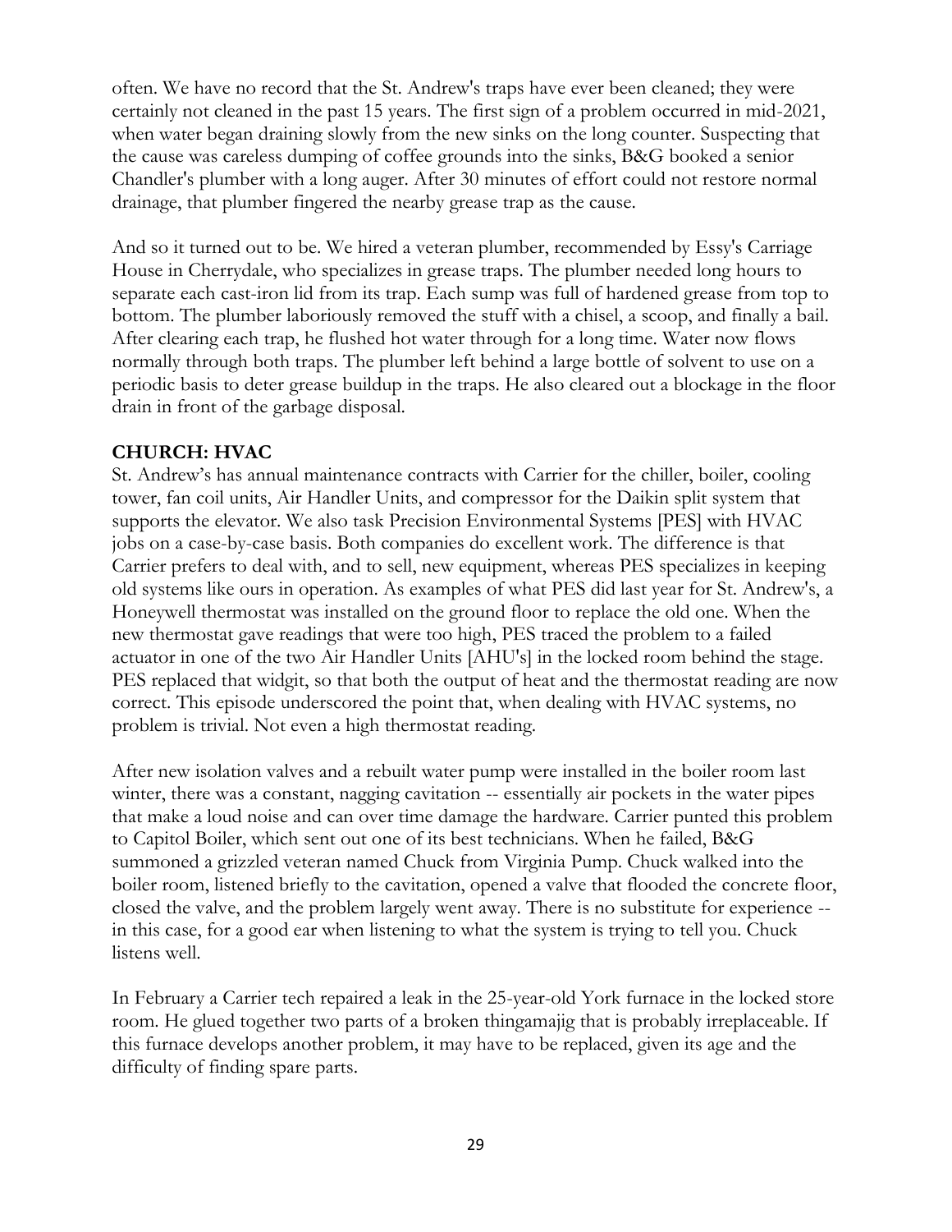often. We have no record that the St. Andrew's traps have ever been cleaned; they were certainly not cleaned in the past 15 years. The first sign of a problem occurred in mid-2021, when water began draining slowly from the new sinks on the long counter. Suspecting that the cause was careless dumping of coffee grounds into the sinks, B&G booked a senior Chandler's plumber with a long auger. After 30 minutes of effort could not restore normal drainage, that plumber fingered the nearby grease trap as the cause.

And so it turned out to be. We hired a veteran plumber, recommended by Essy's Carriage House in Cherrydale, who specializes in grease traps. The plumber needed long hours to separate each cast-iron lid from its trap. Each sump was full of hardened grease from top to bottom. The plumber laboriously removed the stuff with a chisel, a scoop, and finally a bail. After clearing each trap, he flushed hot water through for a long time. Water now flows normally through both traps. The plumber left behind a large bottle of solvent to use on a periodic basis to deter grease buildup in the traps. He also cleared out a blockage in the floor drain in front of the garbage disposal.

**CHURCH: HVAC**

St. Andrew's has annual maintenance contracts with Carrier for the chiller, boiler, cooling tower, fan coil units, Air Handler Units, and compressor for the Daikin split system that supports the elevator. We also task Precision Environmental Systems [PES] with HVAC jobs on a case-by-case basis. Both companies do excellent work. The difference is that Carrier prefers to deal with, and to sell, new equipment, whereas PES specializes in keeping old systems like ours in operation. As examples of what PES did last year for St. Andrew's, a Honeywell thermostat was installed on the ground floor to replace the old one. When the new thermostat gave readings that were too high, PES traced the problem to a failed actuator in one of the two Air Handler Units [AHU's] in the locked room behind the stage. PES replaced that widgit, so that both the output of heat and the thermostat reading are now correct. This episode underscored the point that, when dealing with HVAC systems, no problem is trivial. Not even a high thermostat reading.

After new isolation valves and a rebuilt water pump were installed in the boiler room last winter, there was a constant, nagging cavitation -- essentially air pockets in the water pipes that make a loud noise and can over time damage the hardware. Carrier punted this problem to Capitol Boiler, which sent out one of its best technicians. When he failed, B&G summoned a grizzled veteran named Chuck from Virginia Pump. Chuck walked into the boiler room, listened briefly to the cavitation, opened a valve that flooded the concrete floor, closed the valve, and the problem largely went away. There is no substitute for experience -- in this case, for a good ear when listening to what the system is trying to tell you. Chuck listens well.

In February a Carrier tech repaired a leak in the 25-year-old York furnace in the locked store room. He glued together two parts of a broken thingamajig that is probably irreplaceable. If this furnace develops another problem, it may have to be replaced, given its age and the difficulty of finding spare parts.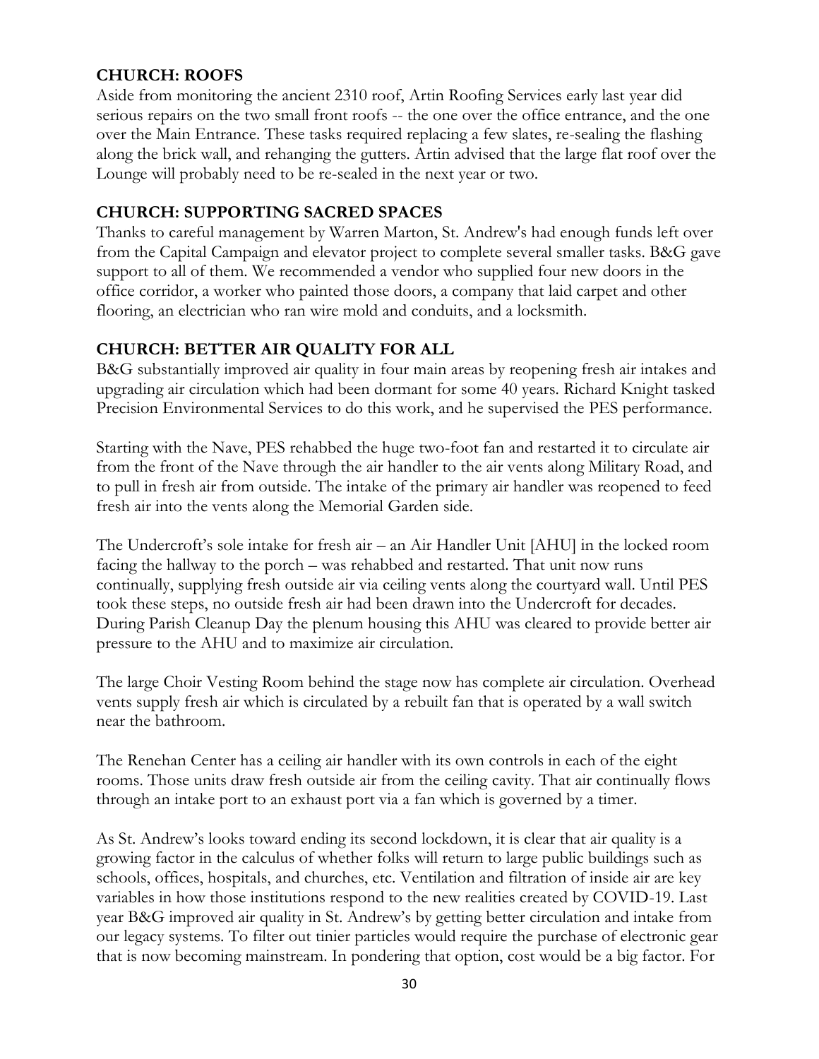**CHURCH: ROOFS**

Aside from monitoring the ancient 2310 roof, Artin Roofing Services early last year did serious repairs on the two small front roofs -- the one over the office entrance, and the one over the Main Entrance. These tasks required replacing a few slates, re-sealing the flashing along the brick wall, and rehanging the gutters. Artin advised that the large flat roof over the Lounge will probably need to be re-sealed in the next year or two.

**CHURCH: SUPPORTING SACRED SPACES**

Thanks to careful management by Warren Marton, St. Andrew's had enough funds left over from the Capital Campaign and elevator project to complete several smaller tasks. B&G gave support to all of them. We recommended a vendor who supplied four new doors in the office corridor, a worker who painted those doors, a company that laid carpet and other flooring, an electrician who ran wire mold and conduits, and a locksmith.

**CHURCH: BETTER AIR QUALITY FOR ALL**

B&G substantially improved air quality in four main areas by reopening fresh air intakes and upgrading air circulation which had been dormant for some 40 years. Richard Knight tasked Precision Environmental Services to do this work, and he supervised the PES performance.

Starting with the Nave, PES rehabbed the huge two-foot fan and restarted it to circulate air from the front of the Nave through the air handler to the air vents along Military Road, and to pull in fresh air from outside. The intake of the primary air handler was reopened to feed fresh air into the vents along the Memorial Garden side.

The Undercroft's sole intake for fresh air – an Air Handler Unit [AHU] in the locked room facing the hallway to the porch – was rehabbed and restarted. That unit now runs continually, supplying fresh outside air via ceiling vents along the courtyard wall. Until PES took these steps, no outside fresh air had been drawn into the Undercroft for decades. During Parish Cleanup Day the plenum housing this AHU was cleared to provide better air pressure to the AHU and to maximize air circulation.

The large Choir Vesting Room behind the stage now has complete air circulation. Overhead vents supply fresh air which is circulated by a rebuilt fan that is operated by a wall switch near the bathroom.

The Renehan Center has a ceiling air handler with its own controls in each of the eight rooms. Those units draw fresh outside air from the ceiling cavity. That air continually flows through an intake port to an exhaust port via a fan which is governed by a timer.

As St. Andrew's looks toward ending its second lockdown, it is clear that air quality is a growing factor in the calculus of whether folks will return to large public buildings such as schools, offices, hospitals, and churches, etc. Ventilation and filtration of inside air are key variables in how those institutions respond to the new realities created by COVID-19. Last year B&G improved air quality in St. Andrew's by getting better circulation and intake from our legacy systems. To filter out tinier particles would require the purchase of electronic gear that is now becoming mainstream. In pondering that option, cost would be a big factor. For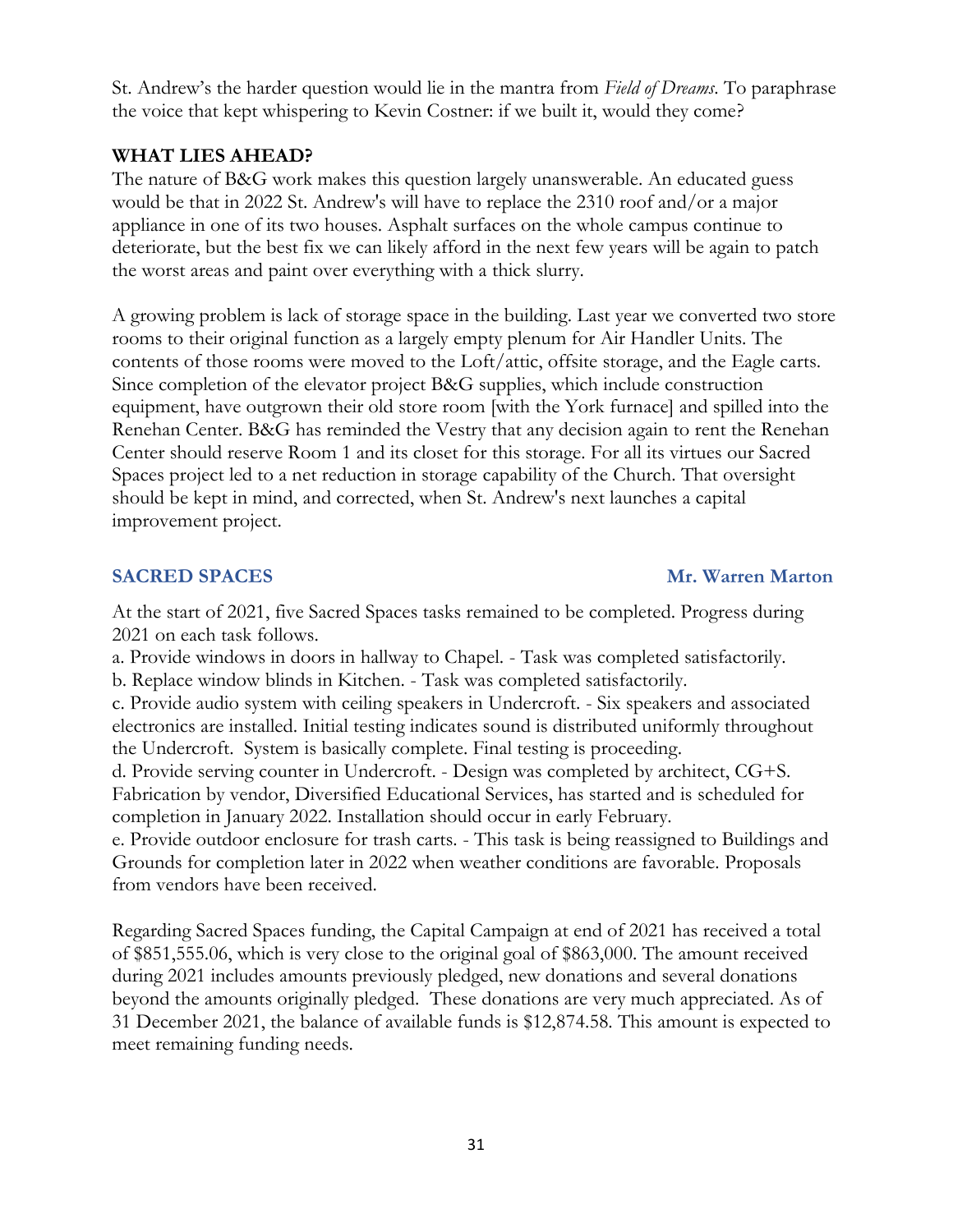St. Andrew's the harder question would lie in the mantra from *Field of Dreams*. To paraphrase the voice that kept whispering to Kevin Costner: if we built it, would they come?

**WHAT LIES AHEAD?**

The nature of B&G work makes this question largely unanswerable. An educated guess would be that in 2022 St. Andrew's will have to replace the 2310 roof and/or a major appliance in one of its two houses. Asphalt surfaces on the whole campus continue to deteriorate, but the best fix we can likely afford in the next few years will be again to patch the worst areas and paint over everything with a thick slurry.

A growing problem is lack of storage space in the building. Last year we converted two store rooms to their original function as a largely empty plenum for Air Handler Units. The contents of those rooms were moved to the Loft/attic, offsite storage, and the Eagle carts. Since completion of the elevator project B&G supplies, which include construction equipment, have outgrown their old store room [with the York furnace] and spilled into the Renehan Center. B&G has reminded the Vestry that any decision again to rent the Renehan Center should reserve Room 1 and its closet for this storage. For all its virtues our Sacred Spaces project led to a net reduction in storage capability of the Church. That oversight should be kept in mind, and corrected, when St. Andrew's next launches a capital improvement project.

## SACRED SPACES — Mr. Warren Marton

At the start of 2021, five Sacred Spaces tasks remained to be completed. Progress during 2021 on each task follows.

a. Provide windows in doors in hallway to Chapel. - Task was completed satisfactorily.

b. Replace window blinds in Kitchen. - Task was completed satisfactorily.

c. Provide audio system with ceiling speakers in Undercroft. - Six speakers and associated electronics are installed. Initial testing indicates sound is distributed uniformly throughout the Undercroft. System is basically complete. Final testing is proceeding.

d. Provide serving counter in Undercroft. - Design was completed by architect, CG+S. Fabrication by vendor, Diversified Educational Services, has started and is scheduled for completion in January 2022. Installation should occur in early February.

e. Provide outdoor enclosure for trash carts. - This task is being reassigned to Buildings and Grounds for completion later in 2022 when weather conditions are favorable. Proposals from vendors have been received.

Regarding Sacred Spaces funding, the Capital Campaign at end of 2021 has received a total of $851,555.06, which is very close to the original goal of $863,000. The amount received during 2021 includes amounts previously pledged, new donations and several donations beyond the amounts originally pledged. These donations are very much appreciated. As of 31 December 2021, the balance of available funds is $12,874.58. This amount is expected to meet remaining funding needs.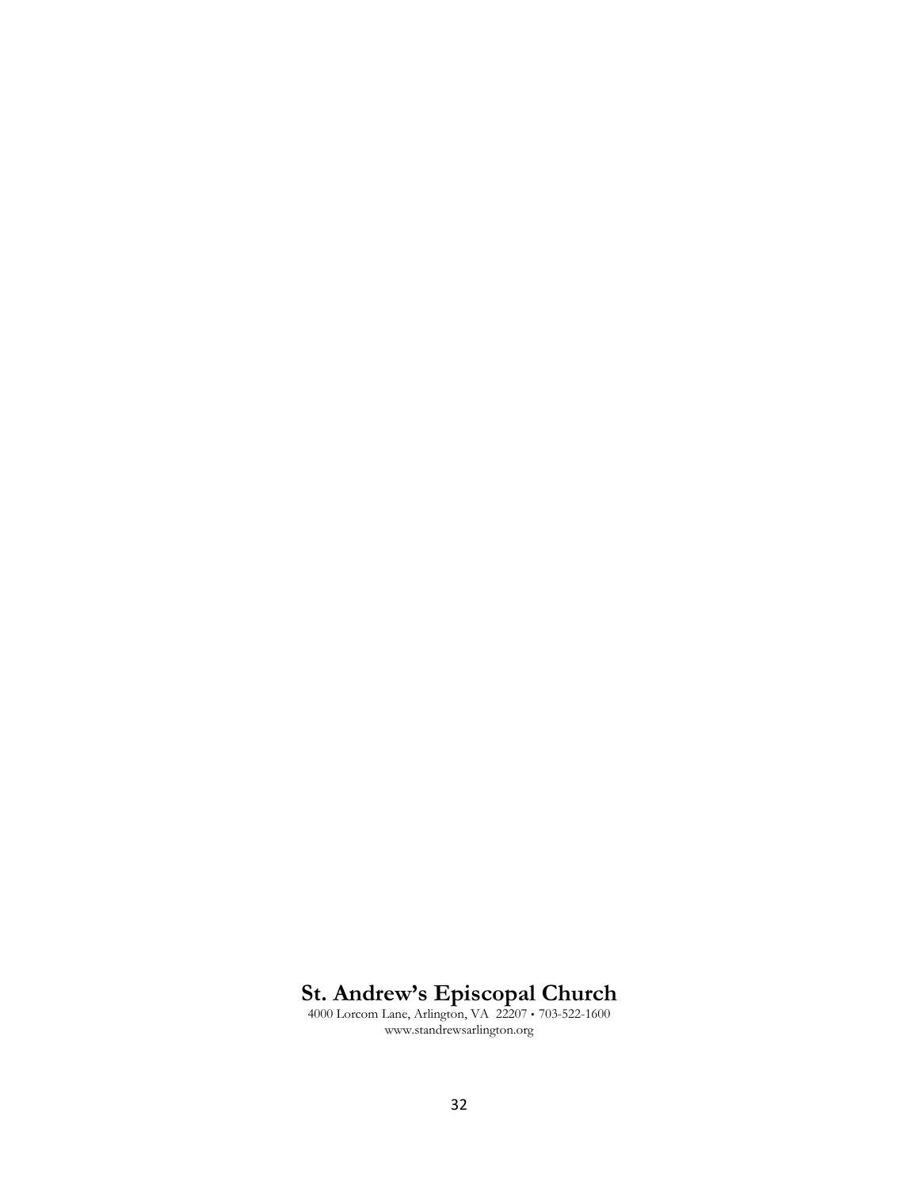**St. Andrew's Episcopal Church**

4000 Lorcom Lane, Arlington, VA 22207 • 703-522-1600
www.standrewsarlington.org